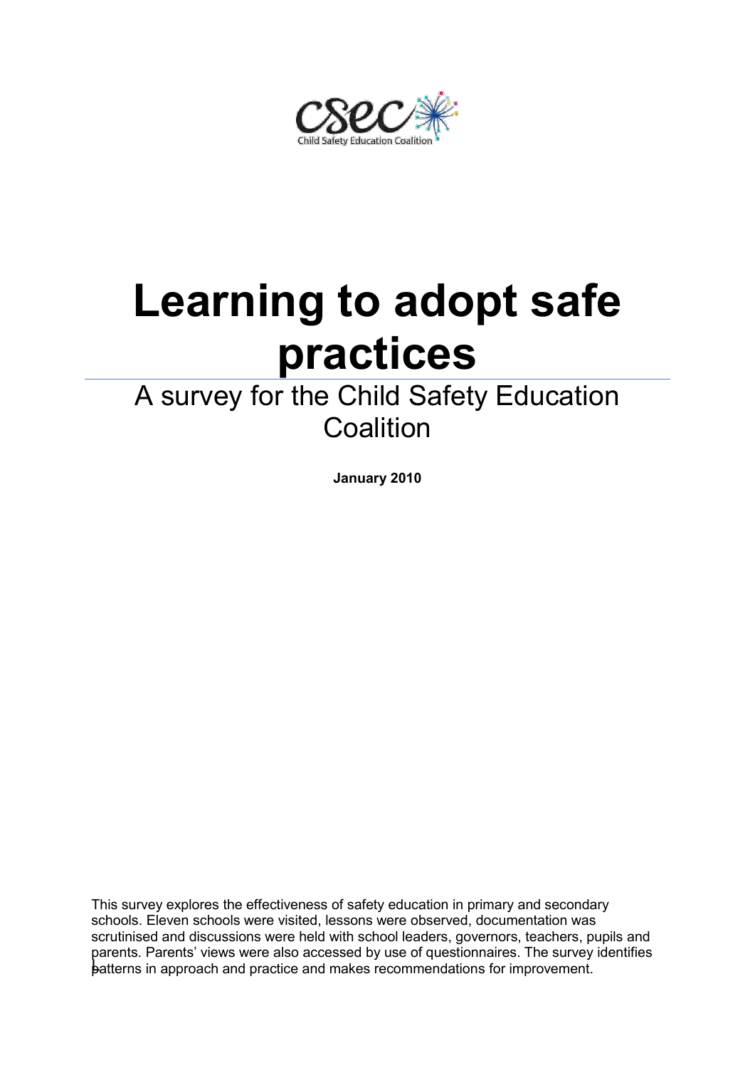csec Child Safety Education Coalition

# Learning to adopt safe practices

## A survey for the Child Safety Education Coalition

**January 2010**

This survey explores the effectiveness of safety education in primary and secondary schools. Eleven schools were visited, lessons were observed, documentation was scrutinised and discussions were held with school leaders, governors, teachers, pupils and parents. Parents' views were also accessed by use of questionnaires. The survey identifies patterns in approach and practice and makes recommendations for improvement.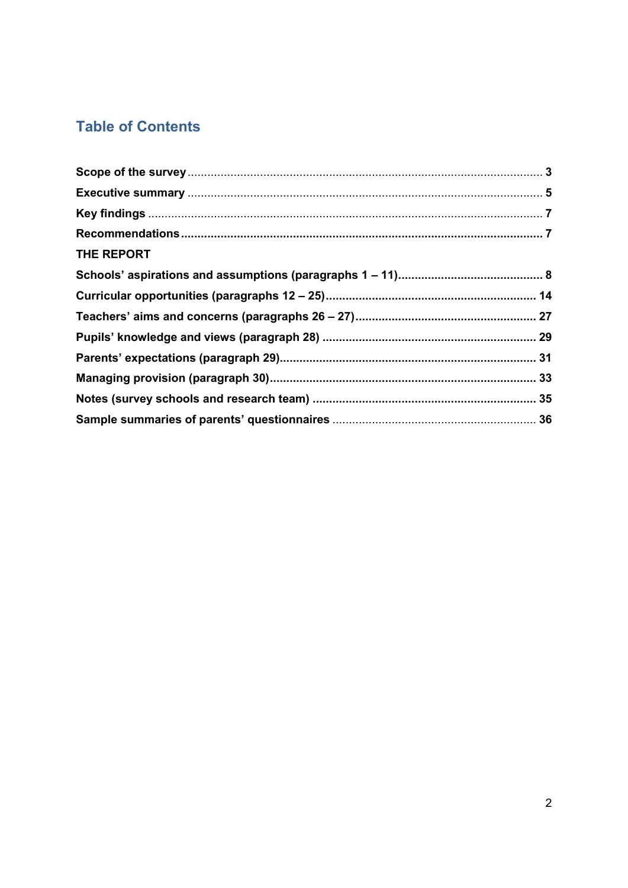# Table of Contents

**Scope of the survey** ........................................................................................................ **3**

**Executive summary** ........................................................................................................ **5**

**Key findings** .................................................................................................................. **7**

**Recommendations** ......................................................................................................... **7**

**THE REPORT**

**Schools' aspirations and assumptions (paragraphs 1 – 11)** .......................................... **8**

**Curricular opportunities (paragraphs 12 – 25)** ............................................................ **14**

**Teachers' aims and concerns (paragraphs 26 – 27)** ..................................................... **27**

**Pupils' knowledge and views (paragraph 28)** ............................................................... **29**

**Parents' expectations (paragraph 29)** ........................................................................... **31**

**Managing provision (paragraph 30)** ............................................................................... **33**

**Notes (survey schools and research team)** ................................................................... **35**

**Sample summaries of parents' questionnaires** ............................................................. **36**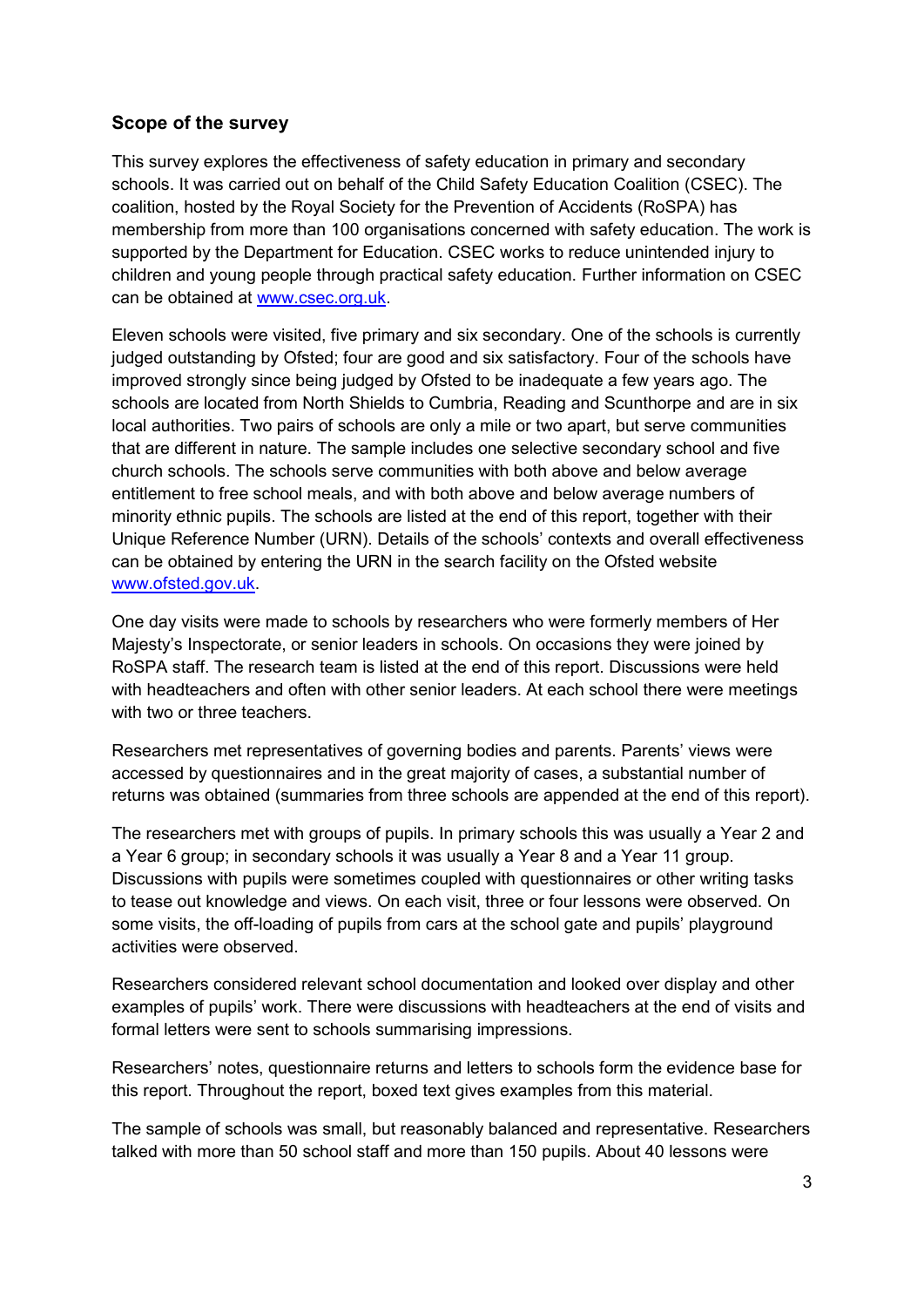## Scope of the survey

This survey explores the effectiveness of safety education in primary and secondary schools. It was carried out on behalf of the Child Safety Education Coalition (CSEC). The coalition, hosted by the Royal Society for the Prevention of Accidents (RoSPA) has membership from more than 100 organisations concerned with safety education. The work is supported by the Department for Education. CSEC works to reduce unintended injury to children and young people through practical safety education. Further information on CSEC can be obtained at [www.csec.org.uk](http://www.csec.org.uk).

Eleven schools were visited, five primary and six secondary. One of the schools is currently judged outstanding by Ofsted; four are good and six satisfactory. Four of the schools have improved strongly since being judged by Ofsted to be inadequate a few years ago. The schools are located from North Shields to Cumbria, Reading and Scunthorpe and are in six local authorities. Two pairs of schools are only a mile or two apart, but serve communities that are different in nature. The sample includes one selective secondary school and five church schools. The schools serve communities with both above and below average entitlement to free school meals, and with both above and below average numbers of minority ethnic pupils. The schools are listed at the end of this report, together with their Unique Reference Number (URN). Details of the schools' contexts and overall effectiveness can be obtained by entering the URN in the search facility on the Ofsted website [www.ofsted.gov.uk](http://www.ofsted.gov.uk).

One day visits were made to schools by researchers who were formerly members of Her Majesty's Inspectorate, or senior leaders in schools. On occasions they were joined by RoSPA staff. The research team is listed at the end of this report. Discussions were held with headteachers and often with other senior leaders. At each school there were meetings with two or three teachers.

Researchers met representatives of governing bodies and parents. Parents' views were accessed by questionnaires and in the great majority of cases, a substantial number of returns was obtained (summaries from three schools are appended at the end of this report).

The researchers met with groups of pupils. In primary schools this was usually a Year 2 and a Year 6 group; in secondary schools it was usually a Year 8 and a Year 11 group. Discussions with pupils were sometimes coupled with questionnaires or other writing tasks to tease out knowledge and views. On each visit, three or four lessons were observed. On some visits, the off-loading of pupils from cars at the school gate and pupils' playground activities were observed.

Researchers considered relevant school documentation and looked over display and other examples of pupils' work. There were discussions with headteachers at the end of visits and formal letters were sent to schools summarising impressions.

Researchers' notes, questionnaire returns and letters to schools form the evidence base for this report. Throughout the report, boxed text gives examples from this material.

The sample of schools was small, but reasonably balanced and representative. Researchers talked with more than 50 school staff and more than 150 pupils. About 40 lessons were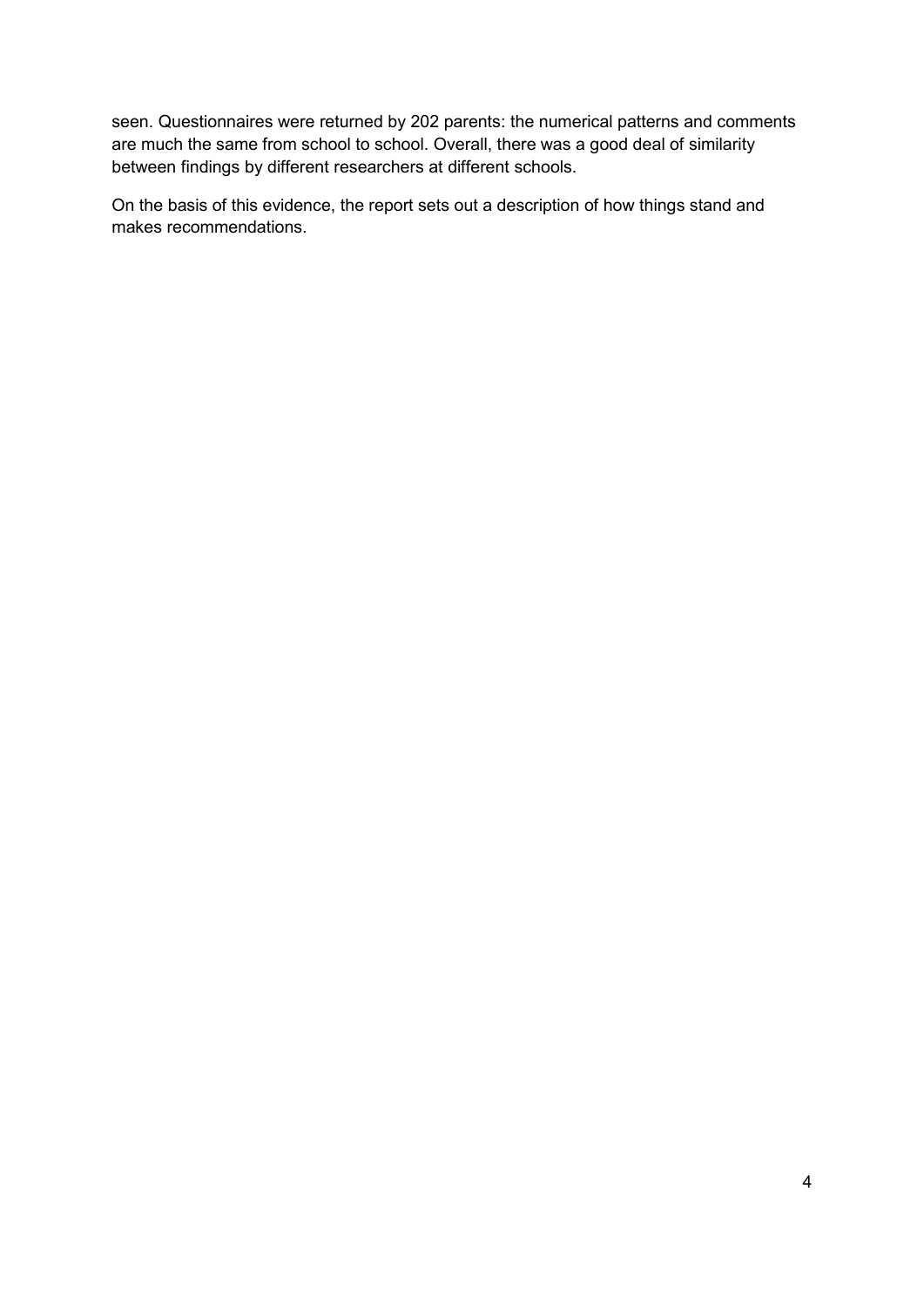seen. Questionnaires were returned by 202 parents: the numerical patterns and comments are much the same from school to school. Overall, there was a good deal of similarity between findings by different researchers at different schools.

On the basis of this evidence, the report sets out a description of how things stand and makes recommendations.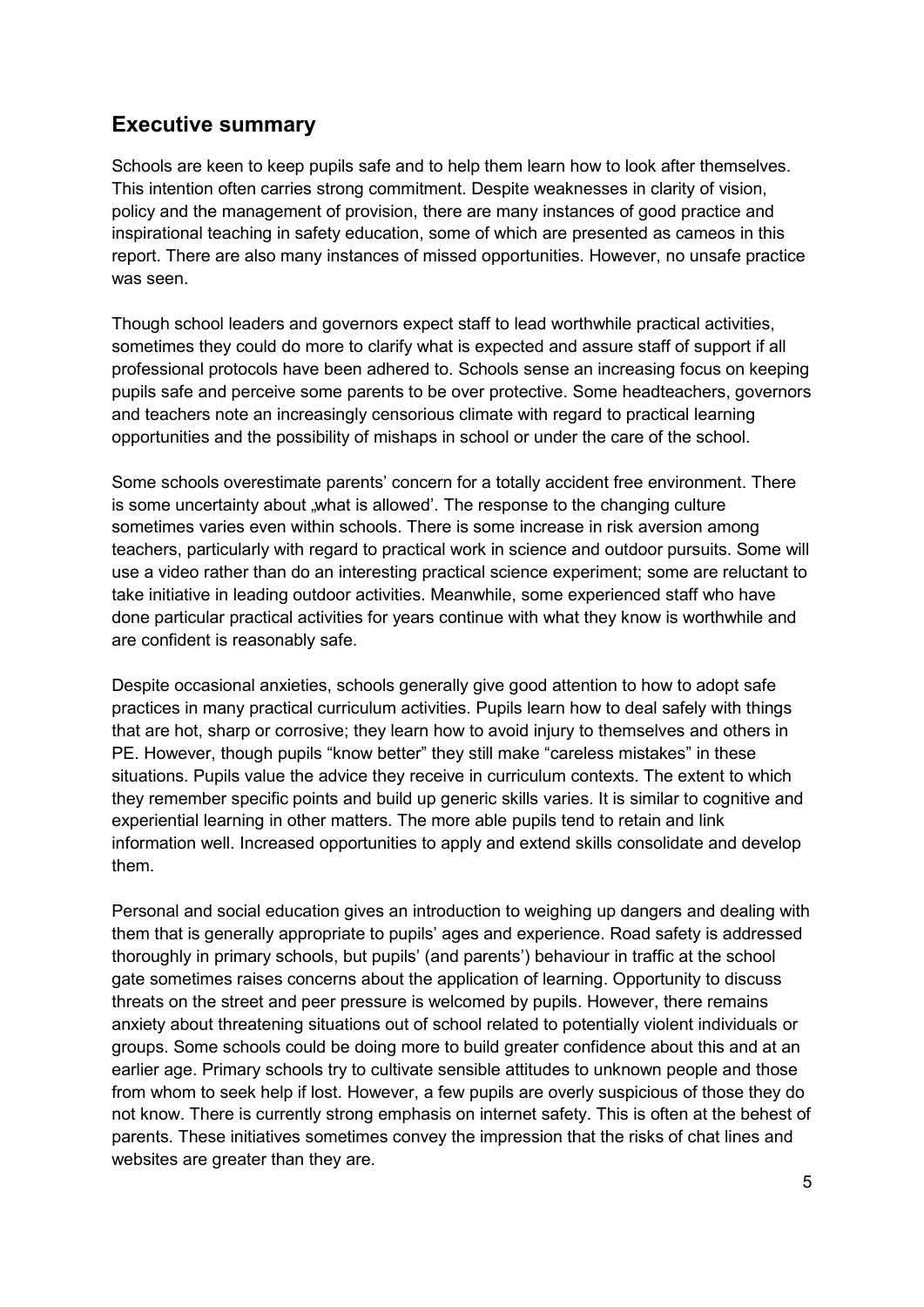## Executive summary

Schools are keen to keep pupils safe and to help them learn how to look after themselves. This intention often carries strong commitment. Despite weaknesses in clarity of vision, policy and the management of provision, there are many instances of good practice and inspirational teaching in safety education, some of which are presented as cameos in this report. There are also many instances of missed opportunities. However, no unsafe practice was seen.

Though school leaders and governors expect staff to lead worthwhile practical activities, sometimes they could do more to clarify what is expected and assure staff of support if all professional protocols have been adhered to. Schools sense an increasing focus on keeping pupils safe and perceive some parents to be over protective. Some headteachers, governors and teachers note an increasingly censorious climate with regard to practical learning opportunities and the possibility of mishaps in school or under the care of the school.

Some schools overestimate parents' concern for a totally accident free environment. There is some uncertainty about „what is allowed'. The response to the changing culture sometimes varies even within schools. There is some increase in risk aversion among teachers, particularly with regard to practical work in science and outdoor pursuits. Some will use a video rather than do an interesting practical science experiment; some are reluctant to take initiative in leading outdoor activities. Meanwhile, some experienced staff who have done particular practical activities for years continue with what they know is worthwhile and are confident is reasonably safe.

Despite occasional anxieties, schools generally give good attention to how to adopt safe practices in many practical curriculum activities. Pupils learn how to deal safely with things that are hot, sharp or corrosive; they learn how to avoid injury to themselves and others in PE. However, though pupils "know better" they still make "careless mistakes" in these situations. Pupils value the advice they receive in curriculum contexts. The extent to which they remember specific points and build up generic skills varies. It is similar to cognitive and experiential learning in other matters. The more able pupils tend to retain and link information well. Increased opportunities to apply and extend skills consolidate and develop them.

Personal and social education gives an introduction to weighing up dangers and dealing with them that is generally appropriate to pupils' ages and experience. Road safety is addressed thoroughly in primary schools, but pupils' (and parents') behaviour in traffic at the school gate sometimes raises concerns about the application of learning. Opportunity to discuss threats on the street and peer pressure is welcomed by pupils. However, there remains anxiety about threatening situations out of school related to potentially violent individuals or groups. Some schools could be doing more to build greater confidence about this and at an earlier age. Primary schools try to cultivate sensible attitudes to unknown people and those from whom to seek help if lost. However, a few pupils are overly suspicious of those they do not know. There is currently strong emphasis on internet safety. This is often at the behest of parents. These initiatives sometimes convey the impression that the risks of chat lines and websites are greater than they are.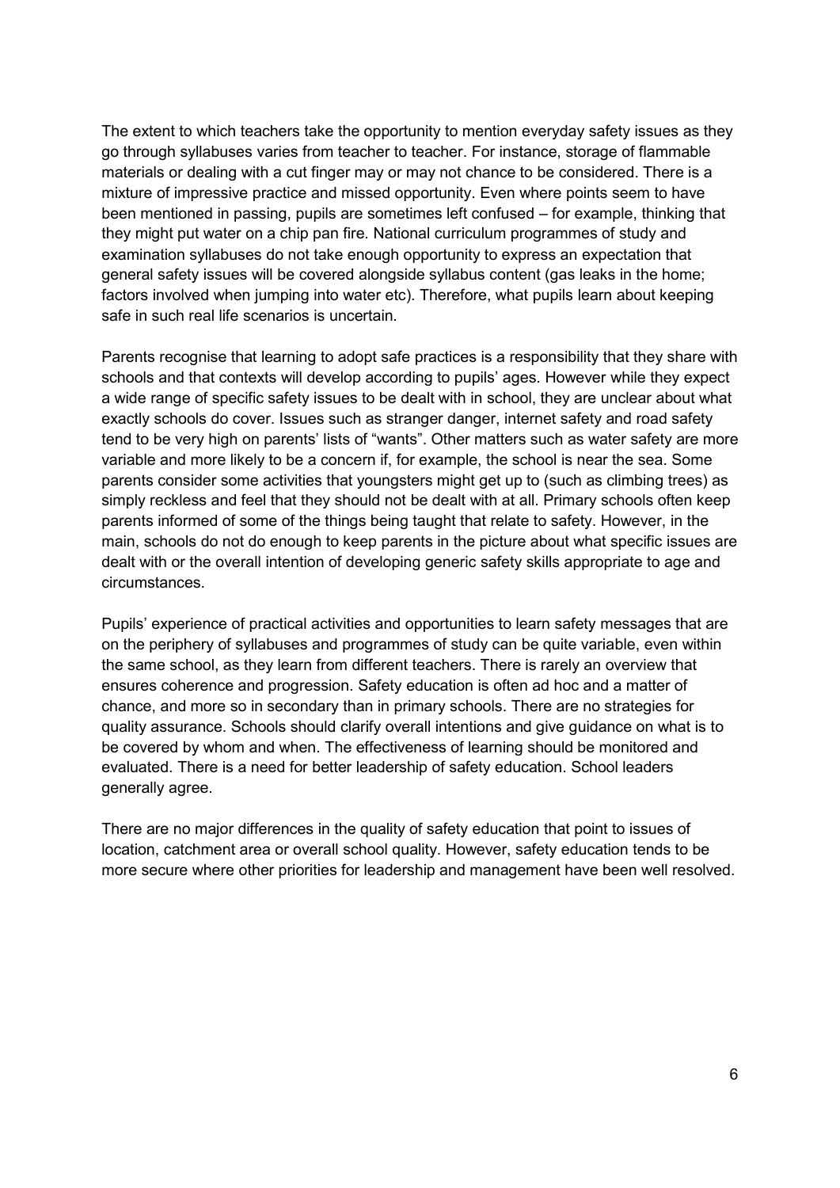The extent to which teachers take the opportunity to mention everyday safety issues as they go through syllabuses varies from teacher to teacher. For instance, storage of flammable materials or dealing with a cut finger may or may not chance to be considered. There is a mixture of impressive practice and missed opportunity. Even where points seem to have been mentioned in passing, pupils are sometimes left confused – for example, thinking that they might put water on a chip pan fire. National curriculum programmes of study and examination syllabuses do not take enough opportunity to express an expectation that general safety issues will be covered alongside syllabus content (gas leaks in the home; factors involved when jumping into water etc). Therefore, what pupils learn about keeping safe in such real life scenarios is uncertain.

Parents recognise that learning to adopt safe practices is a responsibility that they share with schools and that contexts will develop according to pupils' ages. However while they expect a wide range of specific safety issues to be dealt with in school, they are unclear about what exactly schools do cover. Issues such as stranger danger, internet safety and road safety tend to be very high on parents' lists of "wants". Other matters such as water safety are more variable and more likely to be a concern if, for example, the school is near the sea. Some parents consider some activities that youngsters might get up to (such as climbing trees) as simply reckless and feel that they should not be dealt with at all. Primary schools often keep parents informed of some of the things being taught that relate to safety. However, in the main, schools do not do enough to keep parents in the picture about what specific issues are dealt with or the overall intention of developing generic safety skills appropriate to age and circumstances.

Pupils' experience of practical activities and opportunities to learn safety messages that are on the periphery of syllabuses and programmes of study can be quite variable, even within the same school, as they learn from different teachers. There is rarely an overview that ensures coherence and progression. Safety education is often ad hoc and a matter of chance, and more so in secondary than in primary schools. There are no strategies for quality assurance. Schools should clarify overall intentions and give guidance on what is to be covered by whom and when. The effectiveness of learning should be monitored and evaluated. There is a need for better leadership of safety education. School leaders generally agree.

There are no major differences in the quality of safety education that point to issues of location, catchment area or overall school quality. However, safety education tends to be more secure where other priorities for leadership and management have been well resolved.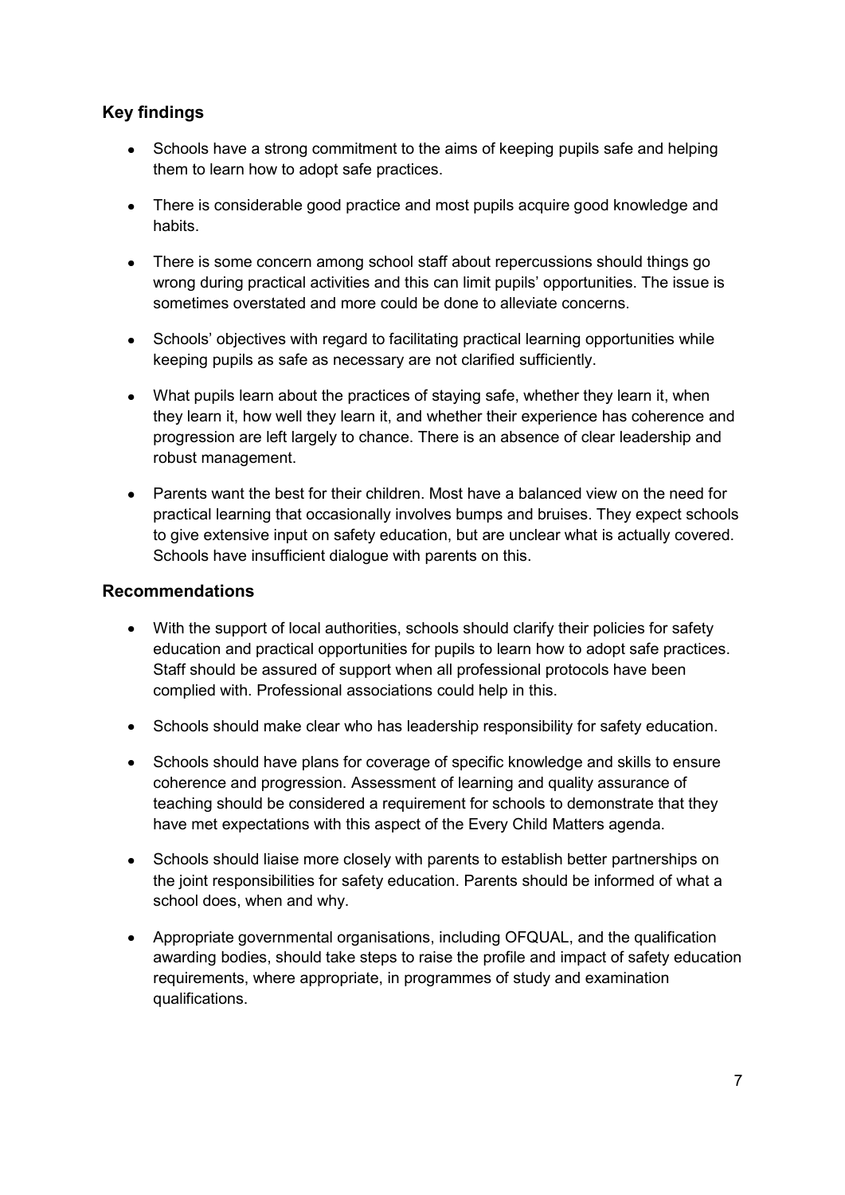## Key findings

- Schools have a strong commitment to the aims of keeping pupils safe and helping them to learn how to adopt safe practices.
- There is considerable good practice and most pupils acquire good knowledge and habits.
- There is some concern among school staff about repercussions should things go wrong during practical activities and this can limit pupils' opportunities. The issue is sometimes overstated and more could be done to alleviate concerns.
- Schools' objectives with regard to facilitating practical learning opportunities while keeping pupils as safe as necessary are not clarified sufficiently.
- What pupils learn about the practices of staying safe, whether they learn it, when they learn it, how well they learn it, and whether their experience has coherence and progression are left largely to chance. There is an absence of clear leadership and robust management.
- Parents want the best for their children. Most have a balanced view on the need for practical learning that occasionally involves bumps and bruises. They expect schools to give extensive input on safety education, but are unclear what is actually covered. Schools have insufficient dialogue with parents on this.

## Recommendations

- With the support of local authorities, schools should clarify their policies for safety education and practical opportunities for pupils to learn how to adopt safe practices. Staff should be assured of support when all professional protocols have been complied with. Professional associations could help in this.
- Schools should make clear who has leadership responsibility for safety education.
- Schools should have plans for coverage of specific knowledge and skills to ensure coherence and progression. Assessment of learning and quality assurance of teaching should be considered a requirement for schools to demonstrate that they have met expectations with this aspect of the Every Child Matters agenda.
- Schools should liaise more closely with parents to establish better partnerships on the joint responsibilities for safety education. Parents should be informed of what a school does, when and why.
- Appropriate governmental organisations, including OFQUAL, and the qualification awarding bodies, should take steps to raise the profile and impact of safety education requirements, where appropriate, in programmes of study and examination qualifications.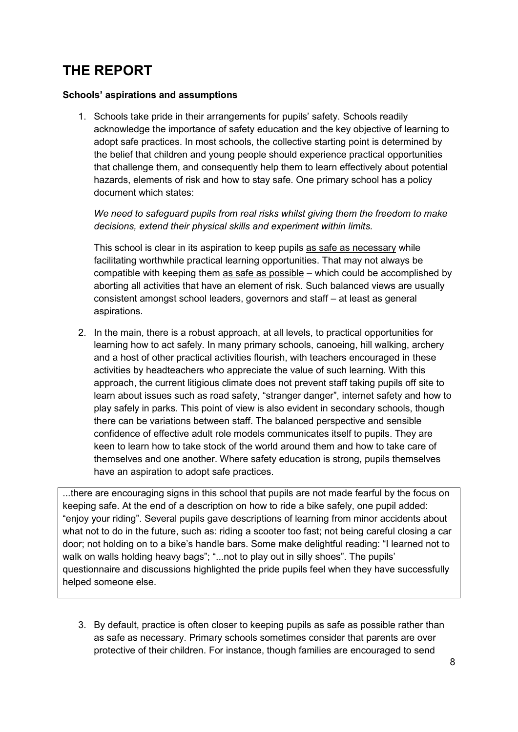# THE REPORT

**Schools' aspirations and assumptions**

1. Schools take pride in their arrangements for pupils' safety. Schools readily acknowledge the importance of safety education and the key objective of learning to adopt safe practices. In most schools, the collective starting point is determined by the belief that children and young people should experience practical opportunities that challenge them, and consequently help them to learn effectively about potential hazards, elements of risk and how to stay safe. One primary school has a policy document which states:

   *We need to safeguard pupils from real risks whilst giving them the freedom to make decisions, extend their physical skills and experiment within limits.*

   This school is clear in its aspiration to keep pupils <u>as safe as necessary</u> while facilitating worthwhile practical learning opportunities. That may not always be compatible with keeping them <u>as safe as possible</u> – which could be accomplished by aborting all activities that have an element of risk. Such balanced views are usually consistent amongst school leaders, governors and staff – at least as general aspirations.

2. In the main, there is a robust approach, at all levels, to practical opportunities for learning how to act safely. In many primary schools, canoeing, hill walking, archery and a host of other practical activities flourish, with teachers encouraged in these activities by headteachers who appreciate the value of such learning. With this approach, the current litigious climate does not prevent staff taking pupils off site to learn about issues such as road safety, "stranger danger", internet safety and how to play safely in parks. This point of view is also evident in secondary schools, though there can be variations between staff. The balanced perspective and sensible confidence of effective adult role models communicates itself to pupils. They are keen to learn how to take stock of the world around them and how to take care of themselves and one another. Where safety education is strong, pupils themselves have an aspiration to adopt safe practices.

> ...there are encouraging signs in this school that pupils are not made fearful by the focus on keeping safe. At the end of a description on how to ride a bike safely, one pupil added: "enjoy your riding". Several pupils gave descriptions of learning from minor accidents about what not to do in the future, such as: riding a scooter too fast; not being careful closing a car door; not holding on to a bike's handle bars. Some make delightful reading: "I learned not to walk on walls holding heavy bags"; "...not to play out in silly shoes". The pupils' questionnaire and discussions highlighted the pride pupils feel when they have successfully helped someone else.

3. By default, practice is often closer to keeping pupils as safe as possible rather than as safe as necessary. Primary schools sometimes consider that parents are over protective of their children. For instance, though families are encouraged to send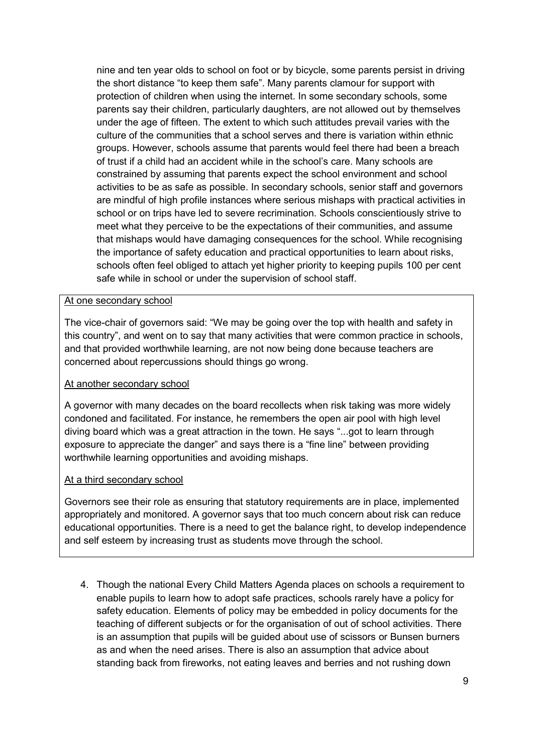nine and ten year olds to school on foot or by bicycle, some parents persist in driving the short distance "to keep them safe". Many parents clamour for support with protection of children when using the internet. In some secondary schools, some parents say their children, particularly daughters, are not allowed out by themselves under the age of fifteen. The extent to which such attitudes prevail varies with the culture of the communities that a school serves and there is variation within ethnic groups. However, schools assume that parents would feel there had been a breach of trust if a child had an accident while in the school's care. Many schools are constrained by assuming that parents expect the school environment and school activities to be as safe as possible. In secondary schools, senior staff and governors are mindful of high profile instances where serious mishaps with practical activities in school or on trips have led to severe recrimination. Schools conscientiously strive to meet what they perceive to be the expectations of their communities, and assume that mishaps would have damaging consequences for the school. While recognising the importance of safety education and practical opportunities to learn about risks, schools often feel obliged to attach yet higher priority to keeping pupils 100 per cent safe while in school or under the supervision of school staff.

At one secondary school

The vice-chair of governors said: "We may be going over the top with health and safety in this country", and went on to say that many activities that were common practice in schools, and that provided worthwhile learning, are not now being done because teachers are concerned about repercussions should things go wrong.

At another secondary school

A governor with many decades on the board recollects when risk taking was more widely condoned and facilitated. For instance, he remembers the open air pool with high level diving board which was a great attraction in the town. He says "...got to learn through exposure to appreciate the danger" and says there is a "fine line" between providing worthwhile learning opportunities and avoiding mishaps.

At a third secondary school

Governors see their role as ensuring that statutory requirements are in place, implemented appropriately and monitored. A governor says that too much concern about risk can reduce educational opportunities. There is a need to get the balance right, to develop independence and self esteem by increasing trust as students move through the school.

4. Though the national Every Child Matters Agenda places on schools a requirement to enable pupils to learn how to adopt safe practices, schools rarely have a policy for safety education. Elements of policy may be embedded in policy documents for the teaching of different subjects or for the organisation of out of school activities. There is an assumption that pupils will be guided about use of scissors or Bunsen burners as and when the need arises. There is also an assumption that advice about standing back from fireworks, not eating leaves and berries and not rushing down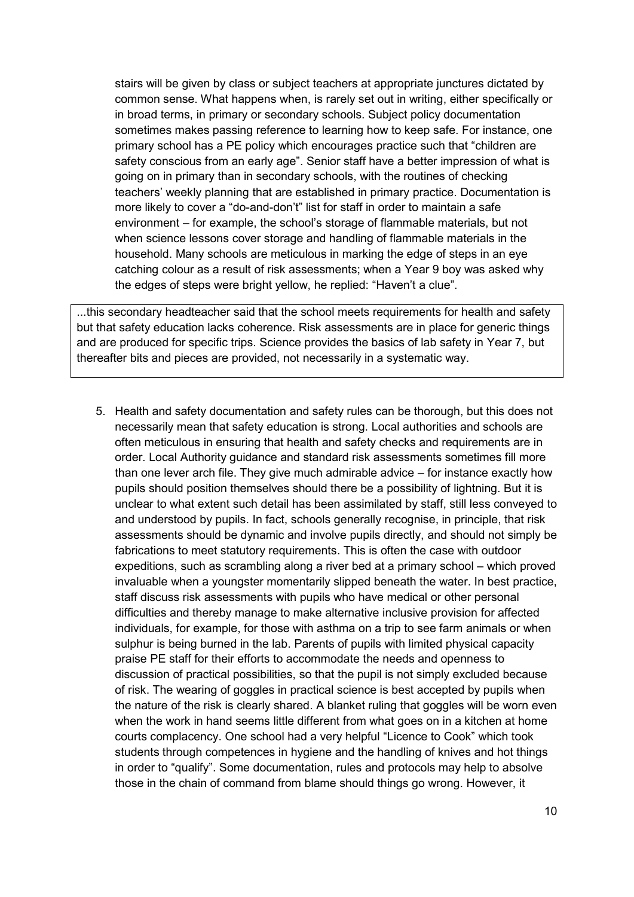stairs will be given by class or subject teachers at appropriate junctures dictated by common sense. What happens when, is rarely set out in writing, either specifically or in broad terms, in primary or secondary schools. Subject policy documentation sometimes makes passing reference to learning how to keep safe. For instance, one primary school has a PE policy which encourages practice such that "children are safety conscious from an early age". Senior staff have a better impression of what is going on in primary than in secondary schools, with the routines of checking teachers' weekly planning that are established in primary practice. Documentation is more likely to cover a "do-and-don't" list for staff in order to maintain a safe environment – for example, the school's storage of flammable materials, but not when science lessons cover storage and handling of flammable materials in the household. Many schools are meticulous in marking the edge of steps in an eye catching colour as a result of risk assessments; when a Year 9 boy was asked why the edges of steps were bright yellow, he replied: "Haven't a clue".

> ...this secondary headteacher said that the school meets requirements for health and safety but that safety education lacks coherence. Risk assessments are in place for generic things and are produced for specific trips. Science provides the basics of lab safety in Year 7, but thereafter bits and pieces are provided, not necessarily in a systematic way.

5. Health and safety documentation and safety rules can be thorough, but this does not necessarily mean that safety education is strong. Local authorities and schools are often meticulous in ensuring that health and safety checks and requirements are in order. Local Authority guidance and standard risk assessments sometimes fill more than one lever arch file. They give much admirable advice – for instance exactly how pupils should position themselves should there be a possibility of lightning. But it is unclear to what extent such detail has been assimilated by staff, still less conveyed to and understood by pupils. In fact, schools generally recognise, in principle, that risk assessments should be dynamic and involve pupils directly, and should not simply be fabrications to meet statutory requirements. This is often the case with outdoor expeditions, such as scrambling along a river bed at a primary school – which proved invaluable when a youngster momentarily slipped beneath the water. In best practice, staff discuss risk assessments with pupils who have medical or other personal difficulties and thereby manage to make alternative inclusive provision for affected individuals, for example, for those with asthma on a trip to see farm animals or when sulphur is being burned in the lab. Parents of pupils with limited physical capacity praise PE staff for their efforts to accommodate the needs and openness to discussion of practical possibilities, so that the pupil is not simply excluded because of risk. The wearing of goggles in practical science is best accepted by pupils when the nature of the risk is clearly shared. A blanket ruling that goggles will be worn even when the work in hand seems little different from what goes on in a kitchen at home courts complacency. One school had a very helpful "Licence to Cook" which took students through competences in hygiene and the handling of knives and hot things in order to "qualify". Some documentation, rules and protocols may help to absolve those in the chain of command from blame should things go wrong. However, it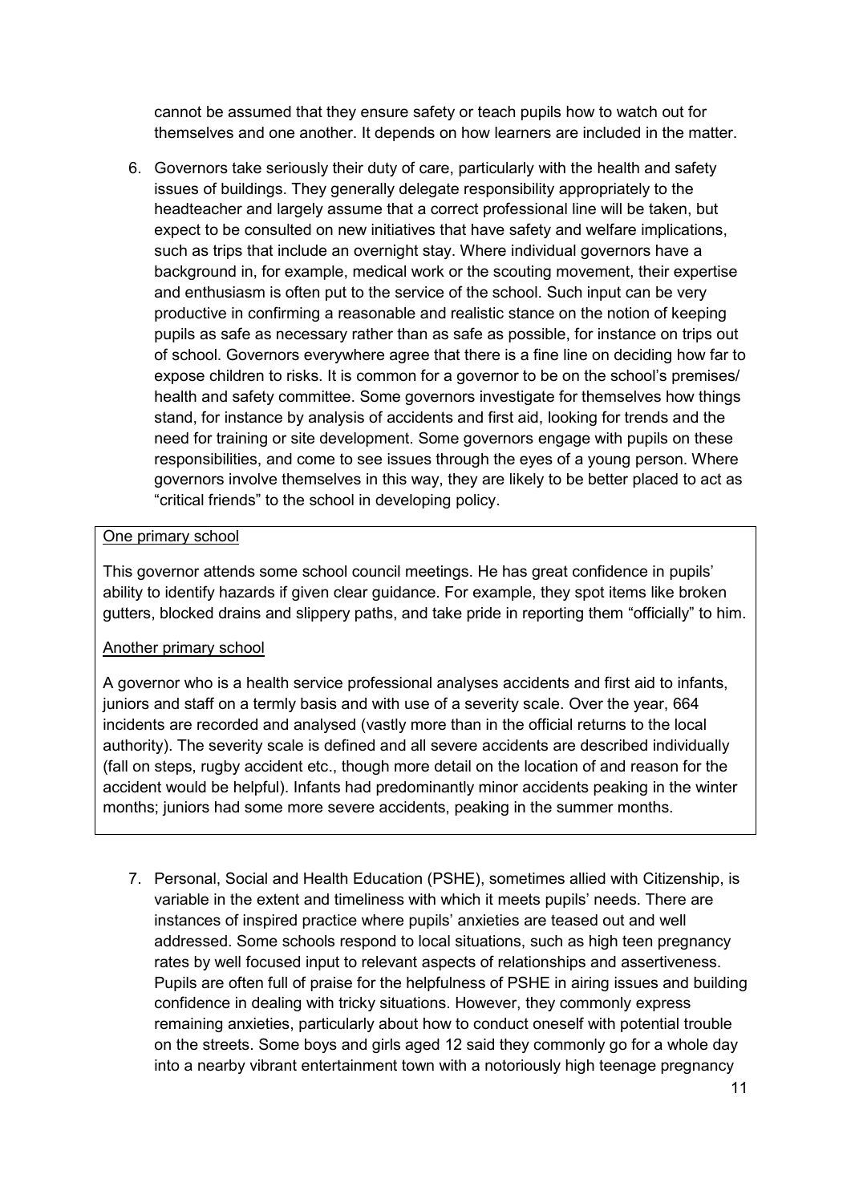cannot be assumed that they ensure safety or teach pupils how to watch out for themselves and one another. It depends on how learners are included in the matter.

6. Governors take seriously their duty of care, particularly with the health and safety issues of buildings. They generally delegate responsibility appropriately to the headteacher and largely assume that a correct professional line will be taken, but expect to be consulted on new initiatives that have safety and welfare implications, such as trips that include an overnight stay. Where individual governors have a background in, for example, medical work or the scouting movement, their expertise and enthusiasm is often put to the service of the school. Such input can be very productive in confirming a reasonable and realistic stance on the notion of keeping pupils as safe as necessary rather than as safe as possible, for instance on trips out of school. Governors everywhere agree that there is a fine line on deciding how far to expose children to risks. It is common for a governor to be on the school's premises/ health and safety committee. Some governors investigate for themselves how things stand, for instance by analysis of accidents and first aid, looking for trends and the need for training or site development. Some governors engage with pupils on these responsibilities, and come to see issues through the eyes of a young person. Where governors involve themselves in this way, they are likely to be better placed to act as "critical friends" to the school in developing policy.

> One primary school
>
> This governor attends some school council meetings. He has great confidence in pupils' ability to identify hazards if given clear guidance. For example, they spot items like broken gutters, blocked drains and slippery paths, and take pride in reporting them "officially" to him.
>
> Another primary school
>
> A governor who is a health service professional analyses accidents and first aid to infants, juniors and staff on a termly basis and with use of a severity scale. Over the year, 664 incidents are recorded and analysed (vastly more than in the official returns to the local authority). The severity scale is defined and all severe accidents are described individually (fall on steps, rugby accident etc., though more detail on the location of and reason for the accident would be helpful). Infants had predominantly minor accidents peaking in the winter months; juniors had some more severe accidents, peaking in the summer months.

7. Personal, Social and Health Education (PSHE), sometimes allied with Citizenship, is variable in the extent and timeliness with which it meets pupils' needs. There are instances of inspired practice where pupils' anxieties are teased out and well addressed. Some schools respond to local situations, such as high teen pregnancy rates by well focused input to relevant aspects of relationships and assertiveness. Pupils are often full of praise for the helpfulness of PSHE in airing issues and building confidence in dealing with tricky situations. However, they commonly express remaining anxieties, particularly about how to conduct oneself with potential trouble on the streets. Some boys and girls aged 12 said they commonly go for a whole day into a nearby vibrant entertainment town with a notoriously high teenage pregnancy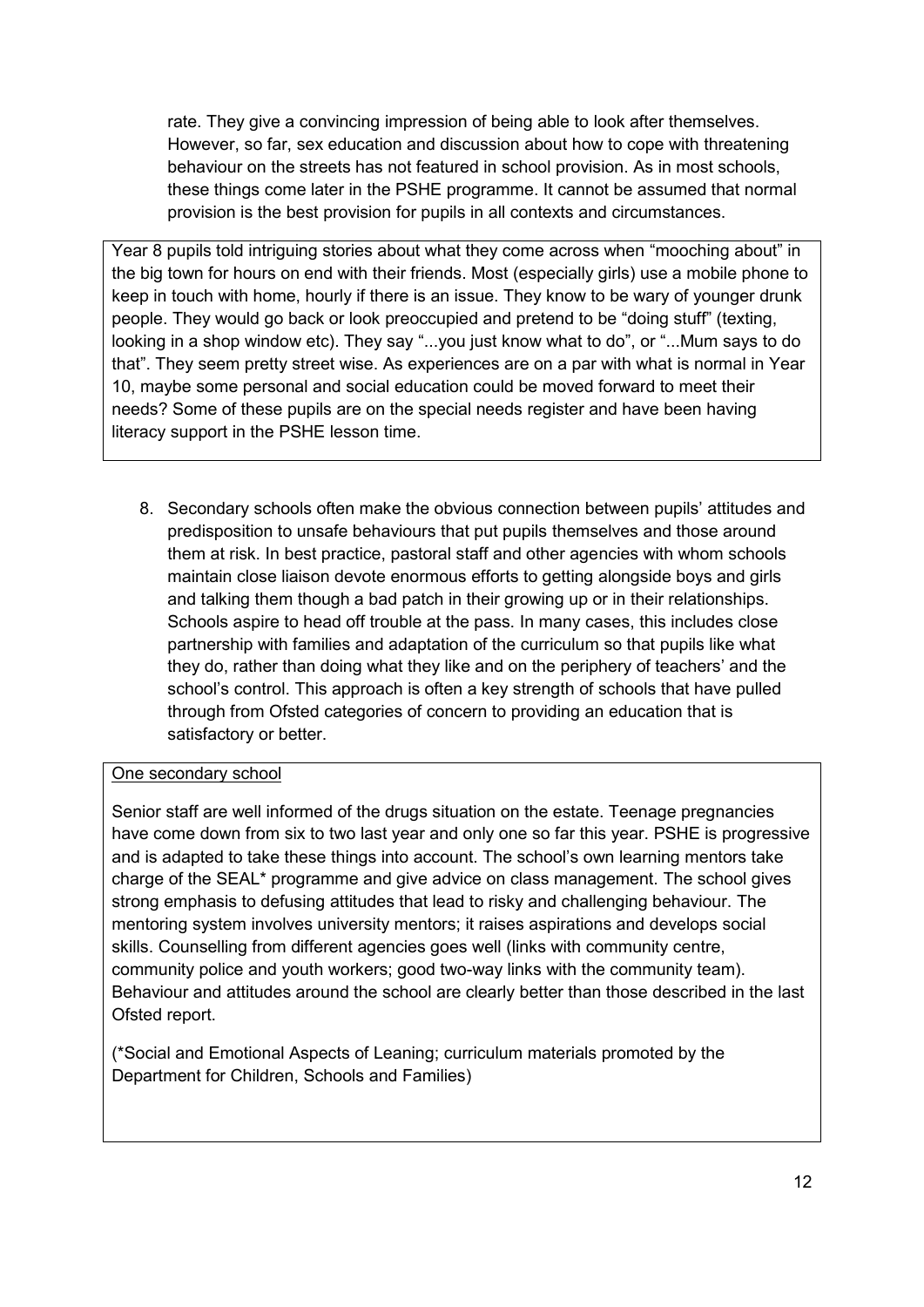rate. They give a convincing impression of being able to look after themselves. However, so far, sex education and discussion about how to cope with threatening behaviour on the streets has not featured in school provision. As in most schools, these things come later in the PSHE programme. It cannot be assumed that normal provision is the best provision for pupils in all contexts and circumstances.

> Year 8 pupils told intriguing stories about what they come across when "mooching about" in the big town for hours on end with their friends. Most (especially girls) use a mobile phone to keep in touch with home, hourly if there is an issue. They know to be wary of younger drunk people. They would go back or look preoccupied and pretend to be "doing stuff" (texting, looking in a shop window etc). They say "...you just know what to do", or "...Mum says to do that". They seem pretty street wise. As experiences are on a par with what is normal in Year 10, maybe some personal and social education could be moved forward to meet their needs? Some of these pupils are on the special needs register and have been having literacy support in the PSHE lesson time.

8. Secondary schools often make the obvious connection between pupils' attitudes and predisposition to unsafe behaviours that put pupils themselves and those around them at risk. In best practice, pastoral staff and other agencies with whom schools maintain close liaison devote enormous efforts to getting alongside boys and girls and talking them though a bad patch in their growing up or in their relationships. Schools aspire to head off trouble at the pass. In many cases, this includes close partnership with families and adaptation of the curriculum so that pupils like what they do, rather than doing what they like and on the periphery of teachers' and the school's control. This approach is often a key strength of schools that have pulled through from Ofsted categories of concern to providing an education that is satisfactory or better.

> <u>One secondary school</u>
>
> Senior staff are well informed of the drugs situation on the estate. Teenage pregnancies have come down from six to two last year and only one so far this year. PSHE is progressive and is adapted to take these things into account. The school's own learning mentors take charge of the SEAL* programme and give advice on class management. The school gives strong emphasis to defusing attitudes that lead to risky and challenging behaviour. The mentoring system involves university mentors; it raises aspirations and develops social skills. Counselling from different agencies goes well (links with community centre, community police and youth workers; good two-way links with the community team). Behaviour and attitudes around the school are clearly better than those described in the last Ofsted report.
>
> (*Social and Emotional Aspects of Leaning; curriculum materials promoted by the Department for Children, Schools and Families)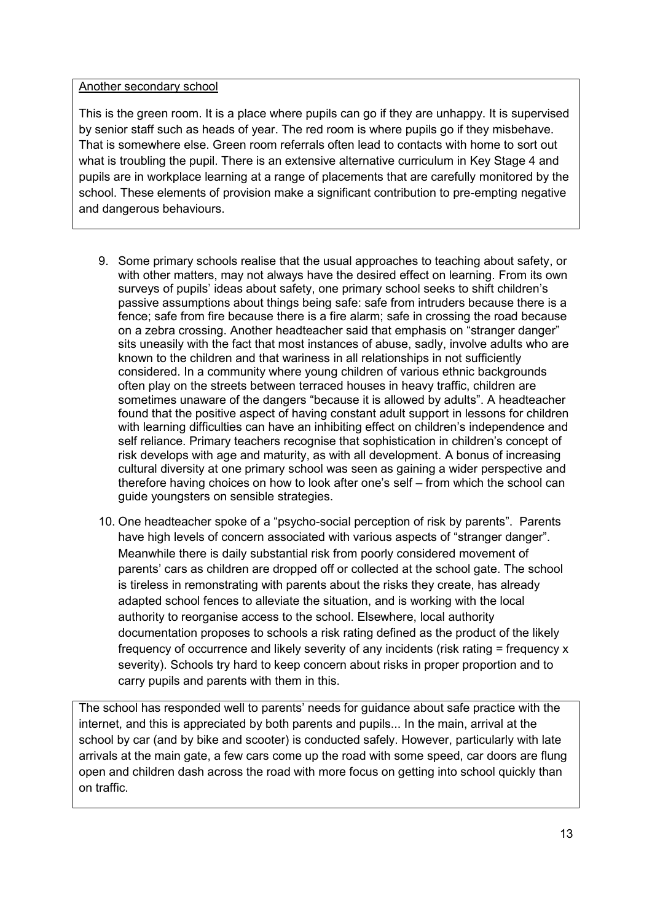<u>Another secondary school</u>

This is the green room. It is a place where pupils can go if they are unhappy. It is supervised by senior staff such as heads of year. The red room is where pupils go if they misbehave. That is somewhere else. Green room referrals often lead to contacts with home to sort out what is troubling the pupil. There is an extensive alternative curriculum in Key Stage 4 and pupils are in workplace learning at a range of placements that are carefully monitored by the school. These elements of provision make a significant contribution to pre-empting negative and dangerous behaviours.

9. Some primary schools realise that the usual approaches to teaching about safety, or with other matters, may not always have the desired effect on learning. From its own surveys of pupils' ideas about safety, one primary school seeks to shift children's passive assumptions about things being safe: safe from intruders because there is a fence; safe from fire because there is a fire alarm; safe in crossing the road because on a zebra crossing. Another headteacher said that emphasis on "stranger danger" sits uneasily with the fact that most instances of abuse, sadly, involve adults who are known to the children and that wariness in all relationships in not sufficiently considered. In a community where young children of various ethnic backgrounds often play on the streets between terraced houses in heavy traffic, children are sometimes unaware of the dangers "because it is allowed by adults". A headteacher found that the positive aspect of having constant adult support in lessons for children with learning difficulties can have an inhibiting effect on children's independence and self reliance. Primary teachers recognise that sophistication in children's concept of risk develops with age and maturity, as with all development. A bonus of increasing cultural diversity at one primary school was seen as gaining a wider perspective and therefore having choices on how to look after one's self – from which the school can guide youngsters on sensible strategies.

10. One headteacher spoke of a "psycho-social perception of risk by parents". Parents have high levels of concern associated with various aspects of "stranger danger". Meanwhile there is daily substantial risk from poorly considered movement of parents' cars as children are dropped off or collected at the school gate. The school is tireless in remonstrating with parents about the risks they create, has already adapted school fences to alleviate the situation, and is working with the local authority to reorganise access to the school. Elsewhere, local authority documentation proposes to schools a risk rating defined as the product of the likely frequency of occurrence and likely severity of any incidents (risk rating = frequency x severity). Schools try hard to keep concern about risks in proper proportion and to carry pupils and parents with them in this.

The school has responded well to parents' needs for guidance about safe practice with the internet, and this is appreciated by both parents and pupils... In the main, arrival at the school by car (and by bike and scooter) is conducted safely. However, particularly with late arrivals at the main gate, a few cars come up the road with some speed, car doors are flung open and children dash across the road with more focus on getting into school quickly than on traffic.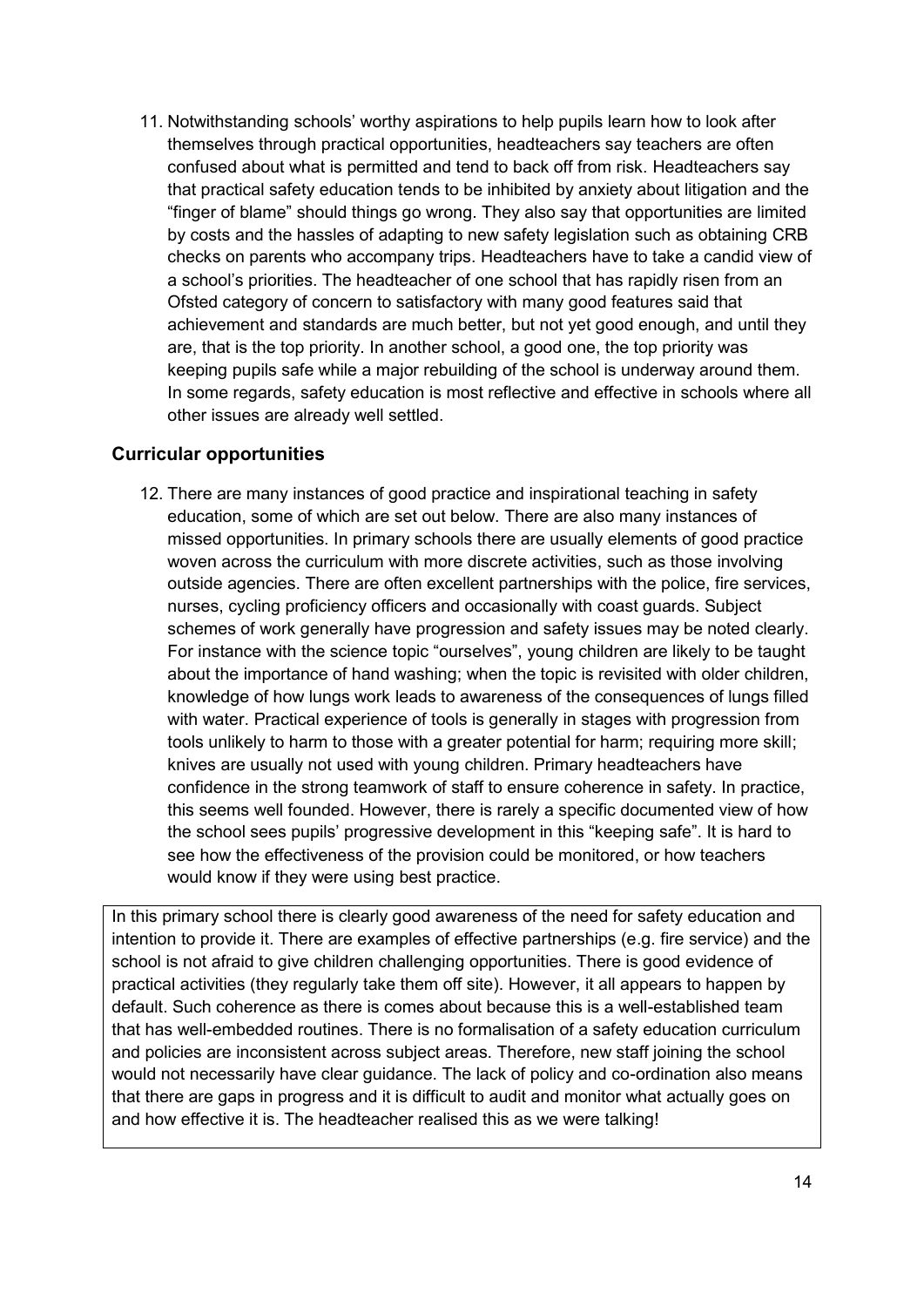11. Notwithstanding schools' worthy aspirations to help pupils learn how to look after themselves through practical opportunities, headteachers say teachers are often confused about what is permitted and tend to back off from risk. Headteachers say that practical safety education tends to be inhibited by anxiety about litigation and the "finger of blame" should things go wrong. They also say that opportunities are limited by costs and the hassles of adapting to new safety legislation such as obtaining CRB checks on parents who accompany trips. Headteachers have to take a candid view of a school's priorities. The headteacher of one school that has rapidly risen from an Ofsted category of concern to satisfactory with many good features said that achievement and standards are much better, but not yet good enough, and until they are, that is the top priority. In another school, a good one, the top priority was keeping pupils safe while a major rebuilding of the school is underway around them. In some regards, safety education is most reflective and effective in schools where all other issues are already well settled.

## Curricular opportunities

12. There are many instances of good practice and inspirational teaching in safety education, some of which are set out below. There are also many instances of missed opportunities. In primary schools there are usually elements of good practice woven across the curriculum with more discrete activities, such as those involving outside agencies. There are often excellent partnerships with the police, fire services, nurses, cycling proficiency officers and occasionally with coast guards. Subject schemes of work generally have progression and safety issues may be noted clearly. For instance with the science topic "ourselves", young children are likely to be taught about the importance of hand washing; when the topic is revisited with older children, knowledge of how lungs work leads to awareness of the consequences of lungs filled with water. Practical experience of tools is generally in stages with progression from tools unlikely to harm to those with a greater potential for harm; requiring more skill; knives are usually not used with young children. Primary headteachers have confidence in the strong teamwork of staff to ensure coherence in safety. In practice, this seems well founded. However, there is rarely a specific documented view of how the school sees pupils' progressive development in this "keeping safe". It is hard to see how the effectiveness of the provision could be monitored, or how teachers would know if they were using best practice.

> In this primary school there is clearly good awareness of the need for safety education and intention to provide it. There are examples of effective partnerships (e.g. fire service) and the school is not afraid to give children challenging opportunities. There is good evidence of practical activities (they regularly take them off site). However, it all appears to happen by default. Such coherence as there is comes about because this is a well-established team that has well-embedded routines. There is no formalisation of a safety education curriculum and policies are inconsistent across subject areas. Therefore, new staff joining the school would not necessarily have clear guidance. The lack of policy and co-ordination also means that there are gaps in progress and it is difficult to audit and monitor what actually goes on and how effective it is. The headteacher realised this as we were talking!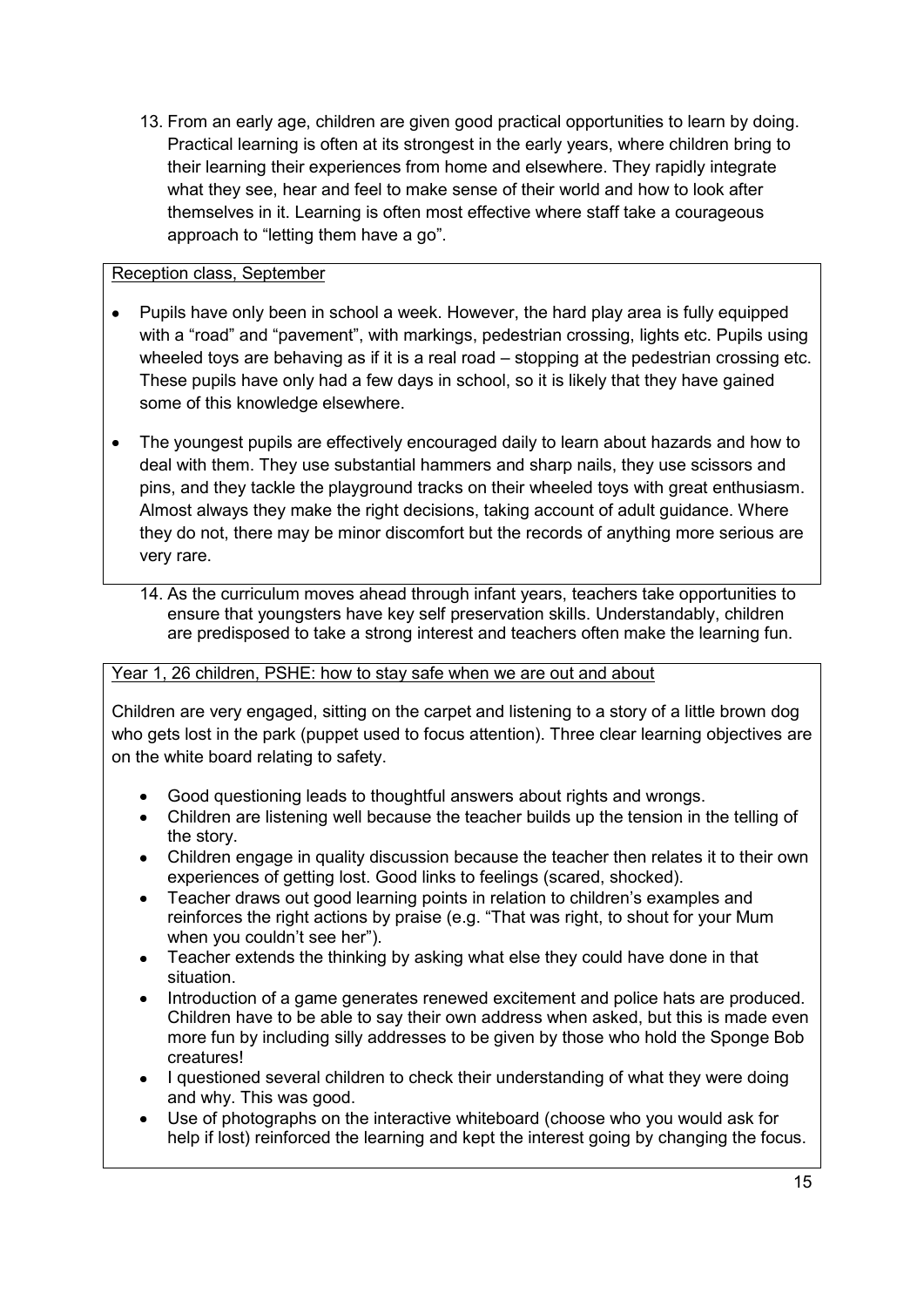13. From an early age, children are given good practical opportunities to learn by doing. Practical learning is often at its strongest in the early years, where children bring to their learning their experiences from home and elsewhere. They rapidly integrate what they see, hear and feel to make sense of their world and how to look after themselves in it. Learning is often most effective where staff take a courageous approach to "letting them have a go".

<u>Reception class, September</u>

- Pupils have only been in school a week. However, the hard play area is fully equipped with a "road" and "pavement", with markings, pedestrian crossing, lights etc. Pupils using wheeled toys are behaving as if it is a real road – stopping at the pedestrian crossing etc. These pupils have only had a few days in school, so it is likely that they have gained some of this knowledge elsewhere.
- The youngest pupils are effectively encouraged daily to learn about hazards and how to deal with them. They use substantial hammers and sharp nails, they use scissors and pins, and they tackle the playground tracks on their wheeled toys with great enthusiasm. Almost always they make the right decisions, taking account of adult guidance. Where they do not, there may be minor discomfort but the records of anything more serious are very rare.

14. As the curriculum moves ahead through infant years, teachers take opportunities to ensure that youngsters have key self preservation skills. Understandably, children are predisposed to take a strong interest and teachers often make the learning fun.

<u>Year 1, 26 children, PSHE: how to stay safe when we are out and about</u>

Children are very engaged, sitting on the carpet and listening to a story of a little brown dog who gets lost in the park (puppet used to focus attention). Three clear learning objectives are on the white board relating to safety.

- Good questioning leads to thoughtful answers about rights and wrongs.
- Children are listening well because the teacher builds up the tension in the telling of the story.
- Children engage in quality discussion because the teacher then relates it to their own experiences of getting lost. Good links to feelings (scared, shocked).
- Teacher draws out good learning points in relation to children's examples and reinforces the right actions by praise (e.g. "That was right, to shout for your Mum when you couldn't see her").
- Teacher extends the thinking by asking what else they could have done in that situation.
- Introduction of a game generates renewed excitement and police hats are produced. Children have to be able to say their own address when asked, but this is made even more fun by including silly addresses to be given by those who hold the Sponge Bob creatures!
- I questioned several children to check their understanding of what they were doing and why. This was good.
- Use of photographs on the interactive whiteboard (choose who you would ask for help if lost) reinforced the learning and kept the interest going by changing the focus.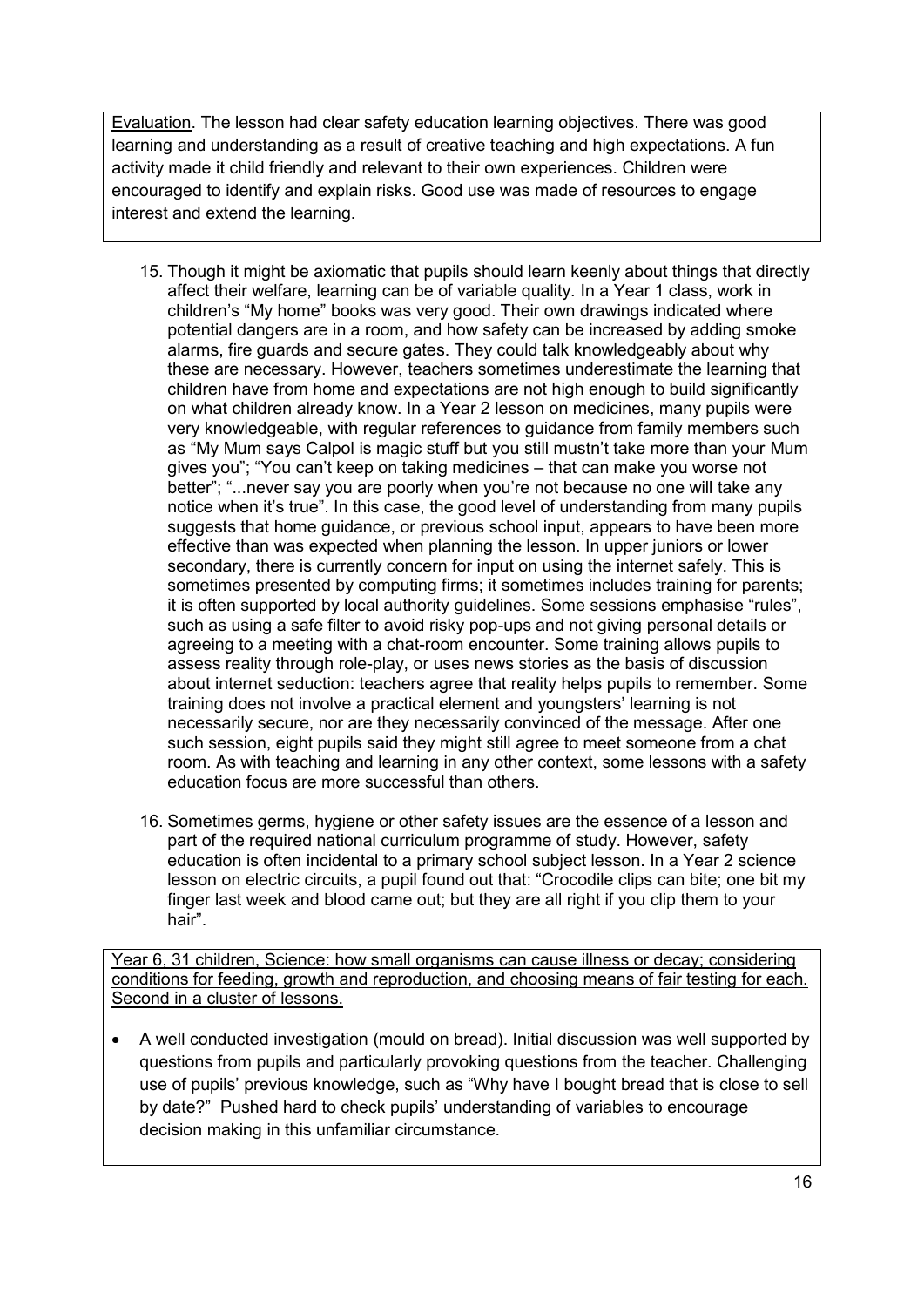Evaluation. The lesson had clear safety education learning objectives. There was good learning and understanding as a result of creative teaching and high expectations. A fun activity made it child friendly and relevant to their own experiences. Children were encouraged to identify and explain risks. Good use was made of resources to engage interest and extend the learning.

15. Though it might be axiomatic that pupils should learn keenly about things that directly affect their welfare, learning can be of variable quality. In a Year 1 class, work in children's "My home" books was very good. Their own drawings indicated where potential dangers are in a room, and how safety can be increased by adding smoke alarms, fire guards and secure gates. They could talk knowledgeably about why these are necessary. However, teachers sometimes underestimate the learning that children have from home and expectations are not high enough to build significantly on what children already know. In a Year 2 lesson on medicines, many pupils were very knowledgeable, with regular references to guidance from family members such as "My Mum says Calpol is magic stuff but you still mustn't take more than your Mum gives you"; "You can't keep on taking medicines – that can make you worse not better"; "...never say you are poorly when you're not because no one will take any notice when it's true". In this case, the good level of understanding from many pupils suggests that home guidance, or previous school input, appears to have been more effective than was expected when planning the lesson. In upper juniors or lower secondary, there is currently concern for input on using the internet safely. This is sometimes presented by computing firms; it sometimes includes training for parents; it is often supported by local authority guidelines. Some sessions emphasise "rules", such as using a safe filter to avoid risky pop-ups and not giving personal details or agreeing to a meeting with a chat-room encounter. Some training allows pupils to assess reality through role-play, or uses news stories as the basis of discussion about internet seduction: teachers agree that reality helps pupils to remember. Some training does not involve a practical element and youngsters' learning is not necessarily secure, nor are they necessarily convinced of the message. After one such session, eight pupils said they might still agree to meet someone from a chat room. As with teaching and learning in any other context, some lessons with a safety education focus are more successful than others.

16. Sometimes germs, hygiene or other safety issues are the essence of a lesson and part of the required national curriculum programme of study. However, safety education is often incidental to a primary school subject lesson. In a Year 2 science lesson on electric circuits, a pupil found out that: "Crocodile clips can bite; one bit my finger last week and blood came out; but they are all right if you clip them to your hair".

Year 6, 31 children, Science: how small organisms can cause illness or decay; considering conditions for feeding, growth and reproduction, and choosing means of fair testing for each. Second in a cluster of lessons.

- A well conducted investigation (mould on bread). Initial discussion was well supported by questions from pupils and particularly provoking questions from the teacher. Challenging use of pupils' previous knowledge, such as "Why have I bought bread that is close to sell by date?" Pushed hard to check pupils' understanding of variables to encourage decision making in this unfamiliar circumstance.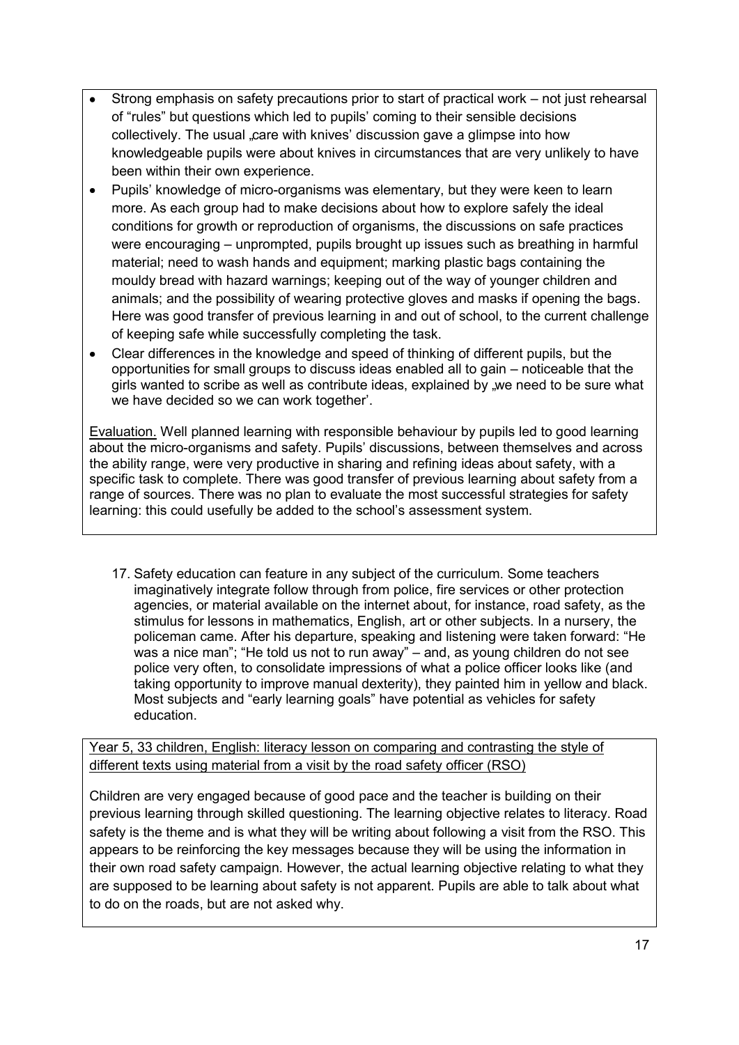- Strong emphasis on safety precautions prior to start of practical work – not just rehearsal of "rules" but questions which led to pupils' coming to their sensible decisions collectively. The usual „care with knives' discussion gave a glimpse into how knowledgeable pupils were about knives in circumstances that are very unlikely to have been within their own experience.
- Pupils' knowledge of micro-organisms was elementary, but they were keen to learn more. As each group had to make decisions about how to explore safely the ideal conditions for growth or reproduction of organisms, the discussions on safe practices were encouraging – unprompted, pupils brought up issues such as breathing in harmful material; need to wash hands and equipment; marking plastic bags containing the mouldy bread with hazard warnings; keeping out of the way of younger children and animals; and the possibility of wearing protective gloves and masks if opening the bags. Here was good transfer of previous learning in and out of school, to the current challenge of keeping safe while successfully completing the task.
- Clear differences in the knowledge and speed of thinking of different pupils, but the opportunities for small groups to discuss ideas enabled all to gain – noticeable that the girls wanted to scribe as well as contribute ideas, explained by „we need to be sure what we have decided so we can work together'.

Evaluation. Well planned learning with responsible behaviour by pupils led to good learning about the micro-organisms and safety. Pupils' discussions, between themselves and across the ability range, were very productive in sharing and refining ideas about safety, with a specific task to complete. There was good transfer of previous learning about safety from a range of sources. There was no plan to evaluate the most successful strategies for safety learning: this could usefully be added to the school's assessment system.

17. Safety education can feature in any subject of the curriculum. Some teachers imaginatively integrate follow through from police, fire services or other protection agencies, or material available on the internet about, for instance, road safety, as the stimulus for lessons in mathematics, English, art or other subjects. In a nursery, the policeman came. After his departure, speaking and listening were taken forward: "He was a nice man"; "He told us not to run away" – and, as young children do not see police very often, to consolidate impressions of what a police officer looks like (and taking opportunity to improve manual dexterity), they painted him in yellow and black. Most subjects and "early learning goals" have potential as vehicles for safety education.

Year 5, 33 children, English: literacy lesson on comparing and contrasting the style of different texts using material from a visit by the road safety officer (RSO)

Children are very engaged because of good pace and the teacher is building on their previous learning through skilled questioning. The learning objective relates to literacy. Road safety is the theme and is what they will be writing about following a visit from the RSO. This appears to be reinforcing the key messages because they will be using the information in their own road safety campaign. However, the actual learning objective relating to what they are supposed to be learning about safety is not apparent. Pupils are able to talk about what to do on the roads, but are not asked why.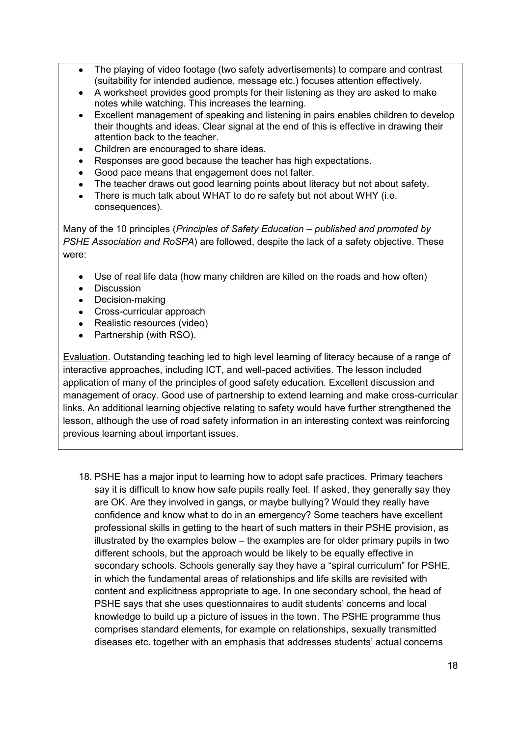- The playing of video footage (two safety advertisements) to compare and contrast (suitability for intended audience, message etc.) focuses attention effectively.
- A worksheet provides good prompts for their listening as they are asked to make notes while watching. This increases the learning.
- Excellent management of speaking and listening in pairs enables children to develop their thoughts and ideas. Clear signal at the end of this is effective in drawing their attention back to the teacher.
- Children are encouraged to share ideas.
- Responses are good because the teacher has high expectations.
- Good pace means that engagement does not falter.
- The teacher draws out good learning points about literacy but not about safety.
- There is much talk about WHAT to do re safety but not about WHY (i.e. consequences).

Many of the 10 principles (*Principles of Safety Education – published and promoted by PSHE Association and RoSPA*) are followed, despite the lack of a safety objective. These were:

- Use of real life data (how many children are killed on the roads and how often)
- Discussion
- Decision-making
- Cross-curricular approach
- Realistic resources (video)
- Partnership (with RSO).

Evaluation. Outstanding teaching led to high level learning of literacy because of a range of interactive approaches, including ICT, and well-paced activities. The lesson included application of many of the principles of good safety education. Excellent discussion and management of oracy. Good use of partnership to extend learning and make cross-curricular links. An additional learning objective relating to safety would have further strengthened the lesson, although the use of road safety information in an interesting context was reinforcing previous learning about important issues.

18. PSHE has a major input to learning how to adopt safe practices. Primary teachers say it is difficult to know how safe pupils really feel. If asked, they generally say they are OK. Are they involved in gangs, or maybe bullying? Would they really have confidence and know what to do in an emergency? Some teachers have excellent professional skills in getting to the heart of such matters in their PSHE provision, as illustrated by the examples below – the examples are for older primary pupils in two different schools, but the approach would be likely to be equally effective in secondary schools. Schools generally say they have a "spiral curriculum" for PSHE, in which the fundamental areas of relationships and life skills are revisited with content and explicitness appropriate to age. In one secondary school, the head of PSHE says that she uses questionnaires to audit students' concerns and local knowledge to build up a picture of issues in the town. The PSHE programme thus comprises standard elements, for example on relationships, sexually transmitted diseases etc. together with an emphasis that addresses students' actual concerns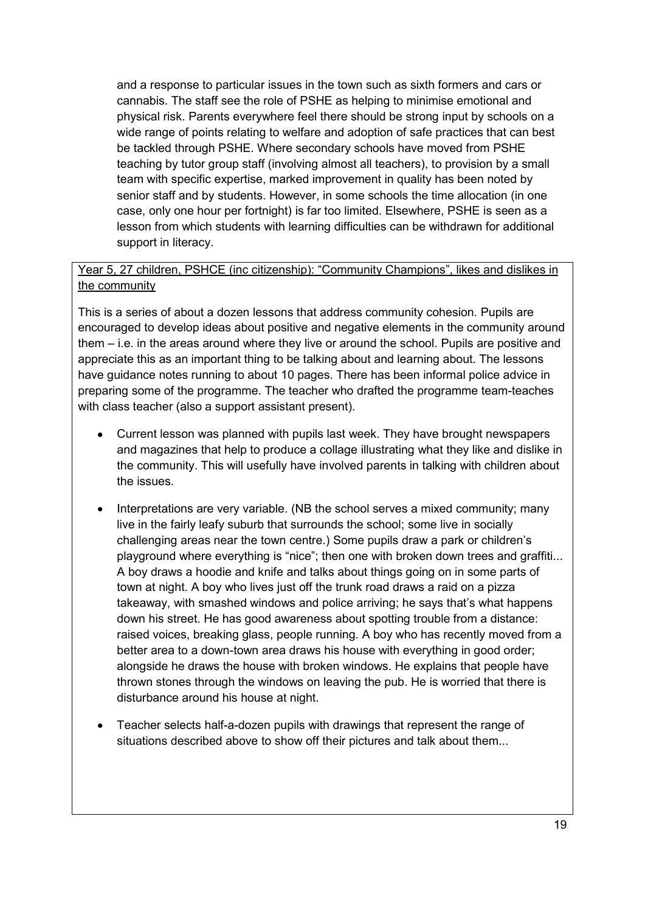and a response to particular issues in the town such as sixth formers and cars or cannabis. The staff see the role of PSHE as helping to minimise emotional and physical risk. Parents everywhere feel there should be strong input by schools on a wide range of points relating to welfare and adoption of safe practices that can best be tackled through PSHE. Where secondary schools have moved from PSHE teaching by tutor group staff (involving almost all teachers), to provision by a small team with specific expertise, marked improvement in quality has been noted by senior staff and by students. However, in some schools the time allocation (in one case, only one hour per fortnight) is far too limited. Elsewhere, PSHE is seen as a lesson from which students with learning difficulties can be withdrawn for additional support in literacy.

<u>Year 5, 27 children, PSHCE (inc citizenship): "Community Champions", likes and dislikes in the community</u>

This is a series of about a dozen lessons that address community cohesion. Pupils are encouraged to develop ideas about positive and negative elements in the community around them – i.e. in the areas around where they live or around the school. Pupils are positive and appreciate this as an important thing to be talking about and learning about. The lessons have guidance notes running to about 10 pages. There has been informal police advice in preparing some of the programme. The teacher who drafted the programme team-teaches with class teacher (also a support assistant present).

- Current lesson was planned with pupils last week. They have brought newspapers and magazines that help to produce a collage illustrating what they like and dislike in the community. This will usefully have involved parents in talking with children about the issues.
- Interpretations are very variable. (NB the school serves a mixed community; many live in the fairly leafy suburb that surrounds the school; some live in socially challenging areas near the town centre.) Some pupils draw a park or children's playground where everything is "nice"; then one with broken down trees and graffiti... A boy draws a hoodie and knife and talks about things going on in some parts of town at night. A boy who lives just off the trunk road draws a raid on a pizza takeaway, with smashed windows and police arriving; he says that's what happens down his street. He has good awareness about spotting trouble from a distance: raised voices, breaking glass, people running. A boy who has recently moved from a better area to a down-town area draws his house with everything in good order; alongside he draws the house with broken windows. He explains that people have thrown stones through the windows on leaving the pub. He is worried that there is disturbance around his house at night.
- Teacher selects half-a-dozen pupils with drawings that represent the range of situations described above to show off their pictures and talk about them...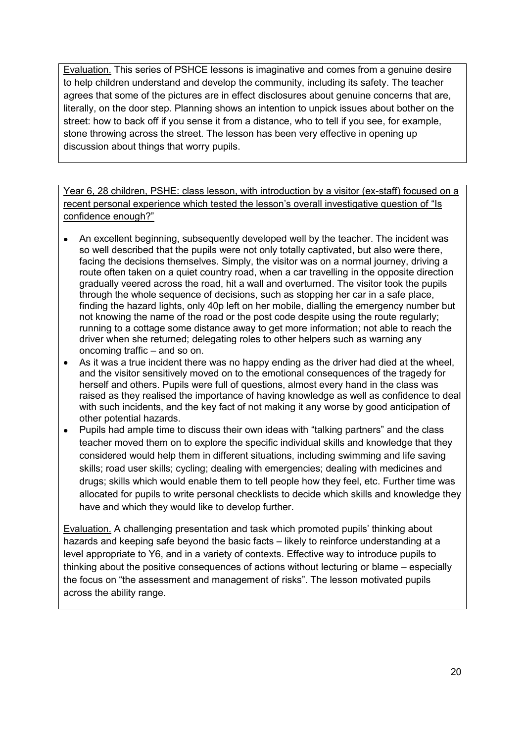<u>Evaluation.</u> This series of PSHCE lessons is imaginative and comes from a genuine desire to help children understand and develop the community, including its safety. The teacher agrees that some of the pictures are in effect disclosures about genuine concerns that are, literally, on the door step. Planning shows an intention to unpick issues about bother on the street: how to back off if you sense it from a distance, who to tell if you see, for example, stone throwing across the street. The lesson has been very effective in opening up discussion about things that worry pupils.

<u>Year 6, 28 children, PSHE: class lesson, with introduction by a visitor (ex-staff) focused on a recent personal experience which tested the lesson's overall investigative question of "Is confidence enough?"</u>

- An excellent beginning, subsequently developed well by the teacher. The incident was so well described that the pupils were not only totally captivated, but also were there, facing the decisions themselves. Simply, the visitor was on a normal journey, driving a route often taken on a quiet country road, when a car travelling in the opposite direction gradually veered across the road, hit a wall and overturned. The visitor took the pupils through the whole sequence of decisions, such as stopping her car in a safe place, finding the hazard lights, only 40p left on her mobile, dialling the emergency number but not knowing the name of the road or the post code despite using the route regularly; running to a cottage some distance away to get more information; not able to reach the driver when she returned; delegating roles to other helpers such as warning any oncoming traffic – and so on.
- As it was a true incident there was no happy ending as the driver had died at the wheel, and the visitor sensitively moved on to the emotional consequences of the tragedy for herself and others. Pupils were full of questions, almost every hand in the class was raised as they realised the importance of having knowledge as well as confidence to deal with such incidents, and the key fact of not making it any worse by good anticipation of other potential hazards.
- Pupils had ample time to discuss their own ideas with "talking partners" and the class teacher moved them on to explore the specific individual skills and knowledge that they considered would help them in different situations, including swimming and life saving skills; road user skills; cycling; dealing with emergencies; dealing with medicines and drugs; skills which would enable them to tell people how they feel, etc. Further time was allocated for pupils to write personal checklists to decide which skills and knowledge they have and which they would like to develop further.

<u>Evaluation.</u> A challenging presentation and task which promoted pupils' thinking about hazards and keeping safe beyond the basic facts – likely to reinforce understanding at a level appropriate to Y6, and in a variety of contexts. Effective way to introduce pupils to thinking about the positive consequences of actions without lecturing or blame – especially the focus on "the assessment and management of risks". The lesson motivated pupils across the ability range.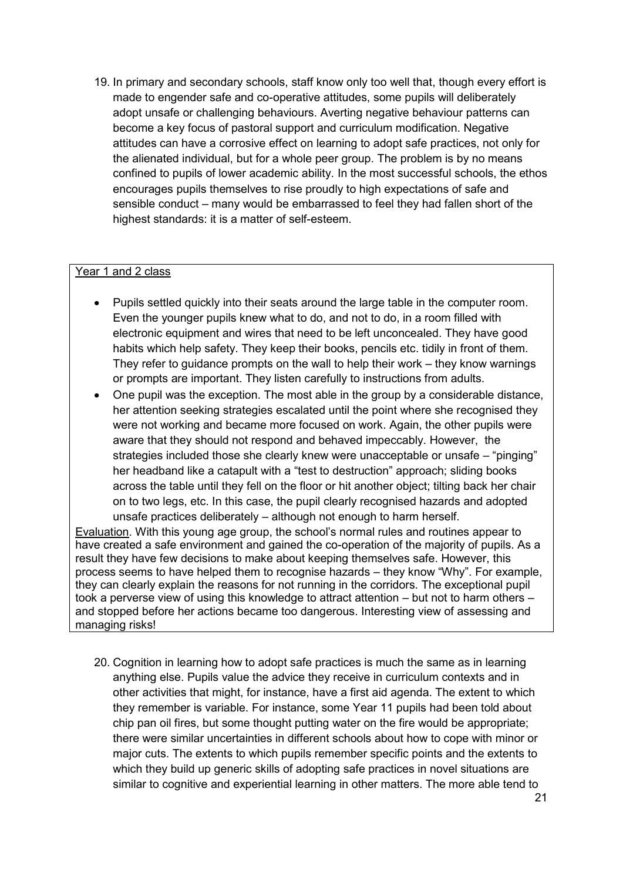19. In primary and secondary schools, staff know only too well that, though every effort is made to engender safe and co-operative attitudes, some pupils will deliberately adopt unsafe or challenging behaviours. Averting negative behaviour patterns can become a key focus of pastoral support and curriculum modification. Negative attitudes can have a corrosive effect on learning to adopt safe practices, not only for the alienated individual, but for a whole peer group. The problem is by no means confined to pupils of lower academic ability. In the most successful schools, the ethos encourages pupils themselves to rise proudly to high expectations of safe and sensible conduct – many would be embarrassed to feel they had fallen short of the highest standards: it is a matter of self-esteem.

> <u>Year 1 and 2 class</u>
>
> - Pupils settled quickly into their seats around the large table in the computer room. Even the younger pupils knew what to do, and not to do, in a room filled with electronic equipment and wires that need to be left unconcealed. They have good habits which help safety. They keep their books, pencils etc. tidily in front of them. They refer to guidance prompts on the wall to help their work – they know warnings or prompts are important. They listen carefully to instructions from adults.
> - One pupil was the exception. The most able in the group by a considerable distance, her attention seeking strategies escalated until the point where she recognised they were not working and became more focused on work. Again, the other pupils were aware that they should not respond and behaved impeccably. However, the strategies included those she clearly knew were unacceptable or unsafe – "pinging" her headband like a catapult with a "test to destruction" approach; sliding books across the table until they fell on the floor or hit another object; tilting back her chair on to two legs, etc. In this case, the pupil clearly recognised hazards and adopted unsafe practices deliberately – although not enough to harm herself.
>
> <u>Evaluation</u>. With this young age group, the school's normal rules and routines appear to have created a safe environment and gained the co-operation of the majority of pupils. As a result they have few decisions to make about keeping themselves safe. However, this process seems to have helped them to recognise hazards – they know "Why". For example, they can clearly explain the reasons for not running in the corridors. The exceptional pupil took a perverse view of using this knowledge to attract attention – but not to harm others – and stopped before her actions became too dangerous. Interesting view of assessing and managing risks!

20. Cognition in learning how to adopt safe practices is much the same as in learning anything else. Pupils value the advice they receive in curriculum contexts and in other activities that might, for instance, have a first aid agenda. The extent to which they remember is variable. For instance, some Year 11 pupils had been told about chip pan oil fires, but some thought putting water on the fire would be appropriate; there were similar uncertainties in different schools about how to cope with minor or major cuts. The extents to which pupils remember specific points and the extents to which they build up generic skills of adopting safe practices in novel situations are similar to cognitive and experiential learning in other matters. The more able tend to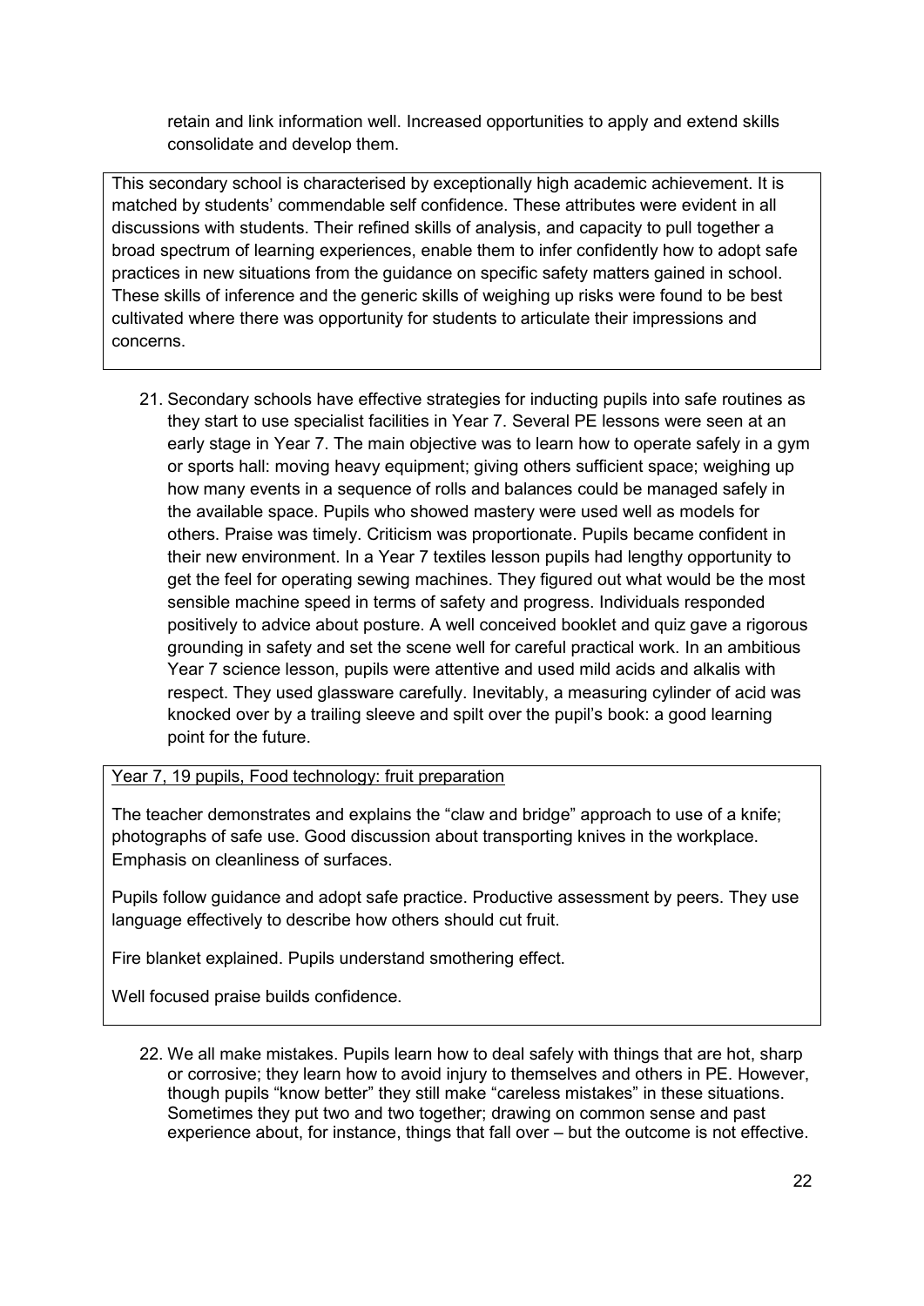retain and link information well. Increased opportunities to apply and extend skills consolidate and develop them.

> This secondary school is characterised by exceptionally high academic achievement. It is matched by students' commendable self confidence. These attributes were evident in all discussions with students. Their refined skills of analysis, and capacity to pull together a broad spectrum of learning experiences, enable them to infer confidently how to adopt safe practices in new situations from the guidance on specific safety matters gained in school. These skills of inference and the generic skills of weighing up risks were found to be best cultivated where there was opportunity for students to articulate their impressions and concerns.

21. Secondary schools have effective strategies for inducting pupils into safe routines as they start to use specialist facilities in Year 7. Several PE lessons were seen at an early stage in Year 7. The main objective was to learn how to operate safely in a gym or sports hall: moving heavy equipment; giving others sufficient space; weighing up how many events in a sequence of rolls and balances could be managed safely in the available space. Pupils who showed mastery were used well as models for others. Praise was timely. Criticism was proportionate. Pupils became confident in their new environment. In a Year 7 textiles lesson pupils had lengthy opportunity to get the feel for operating sewing machines. They figured out what would be the most sensible machine speed in terms of safety and progress. Individuals responded positively to advice about posture. A well conceived booklet and quiz gave a rigorous grounding in safety and set the scene well for careful practical work. In an ambitious Year 7 science lesson, pupils were attentive and used mild acids and alkalis with respect. They used glassware carefully. Inevitably, a measuring cylinder of acid was knocked over by a trailing sleeve and spilt over the pupil's book: a good learning point for the future.

> <u>Year 7, 19 pupils, Food technology: fruit preparation</u>
>
> The teacher demonstrates and explains the "claw and bridge" approach to use of a knife; photographs of safe use. Good discussion about transporting knives in the workplace. Emphasis on cleanliness of surfaces.
>
> Pupils follow guidance and adopt safe practice. Productive assessment by peers. They use language effectively to describe how others should cut fruit.
>
> Fire blanket explained. Pupils understand smothering effect.
>
> Well focused praise builds confidence.

22. We all make mistakes. Pupils learn how to deal safely with things that are hot, sharp or corrosive; they learn how to avoid injury to themselves and others in PE. However, though pupils "know better" they still make "careless mistakes" in these situations. Sometimes they put two and two together; drawing on common sense and past experience about, for instance, things that fall over – but the outcome is not effective.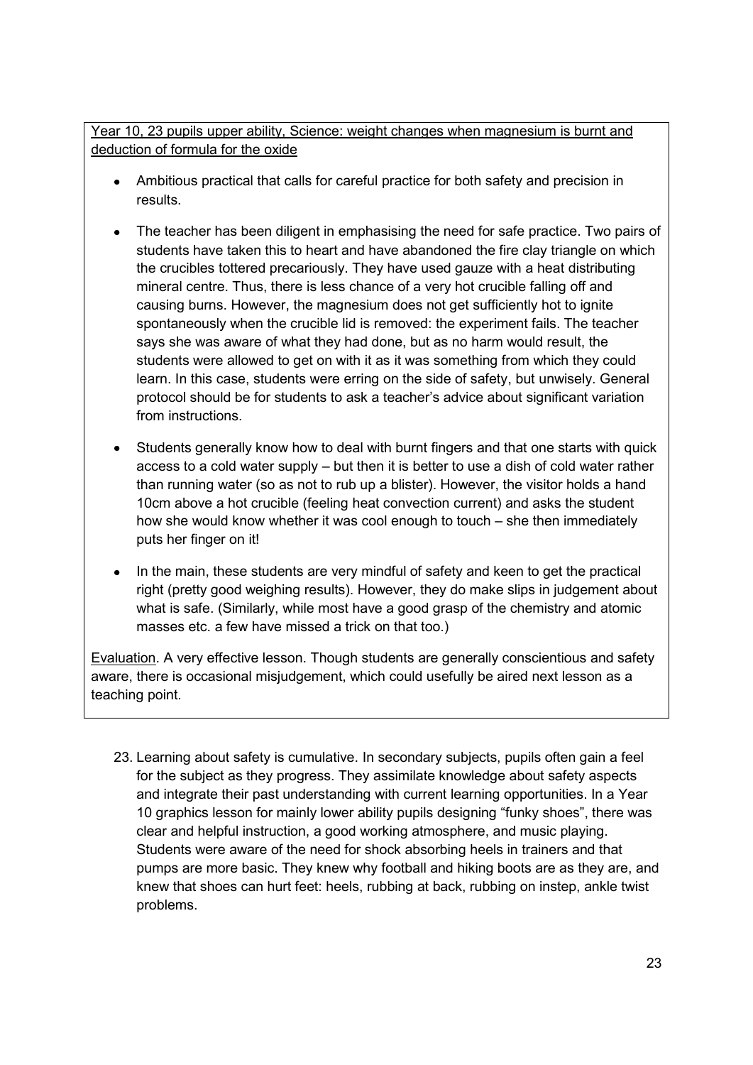<u>Year 10, 23 pupils upper ability, Science: weight changes when magnesium is burnt and deduction of formula for the oxide</u>

- Ambitious practical that calls for careful practice for both safety and precision in results.
- The teacher has been diligent in emphasising the need for safe practice. Two pairs of students have taken this to heart and have abandoned the fire clay triangle on which the crucibles tottered precariously. They have used gauze with a heat distributing mineral centre. Thus, there is less chance of a very hot crucible falling off and causing burns. However, the magnesium does not get sufficiently hot to ignite spontaneously when the crucible lid is removed: the experiment fails. The teacher says she was aware of what they had done, but as no harm would result, the students were allowed to get on with it as it was something from which they could learn. In this case, students were erring on the side of safety, but unwisely. General protocol should be for students to ask a teacher's advice about significant variation from instructions.
- Students generally know how to deal with burnt fingers and that one starts with quick access to a cold water supply – but then it is better to use a dish of cold water rather than running water (so as not to rub up a blister). However, the visitor holds a hand 10cm above a hot crucible (feeling heat convection current) and asks the student how she would know whether it was cool enough to touch – she then immediately puts her finger on it!
- In the main, these students are very mindful of safety and keen to get the practical right (pretty good weighing results). However, they do make slips in judgement about what is safe. (Similarly, while most have a good grasp of the chemistry and atomic masses etc. a few have missed a trick on that too.)

<u>Evaluation</u>. A very effective lesson. Though students are generally conscientious and safety aware, there is occasional misjudgement, which could usefully be aired next lesson as a teaching point.

23. Learning about safety is cumulative. In secondary subjects, pupils often gain a feel for the subject as they progress. They assimilate knowledge about safety aspects and integrate their past understanding with current learning opportunities. In a Year 10 graphics lesson for mainly lower ability pupils designing "funky shoes", there was clear and helpful instruction, a good working atmosphere, and music playing. Students were aware of the need for shock absorbing heels in trainers and that pumps are more basic. They knew why football and hiking boots are as they are, and knew that shoes can hurt feet: heels, rubbing at back, rubbing on instep, ankle twist problems.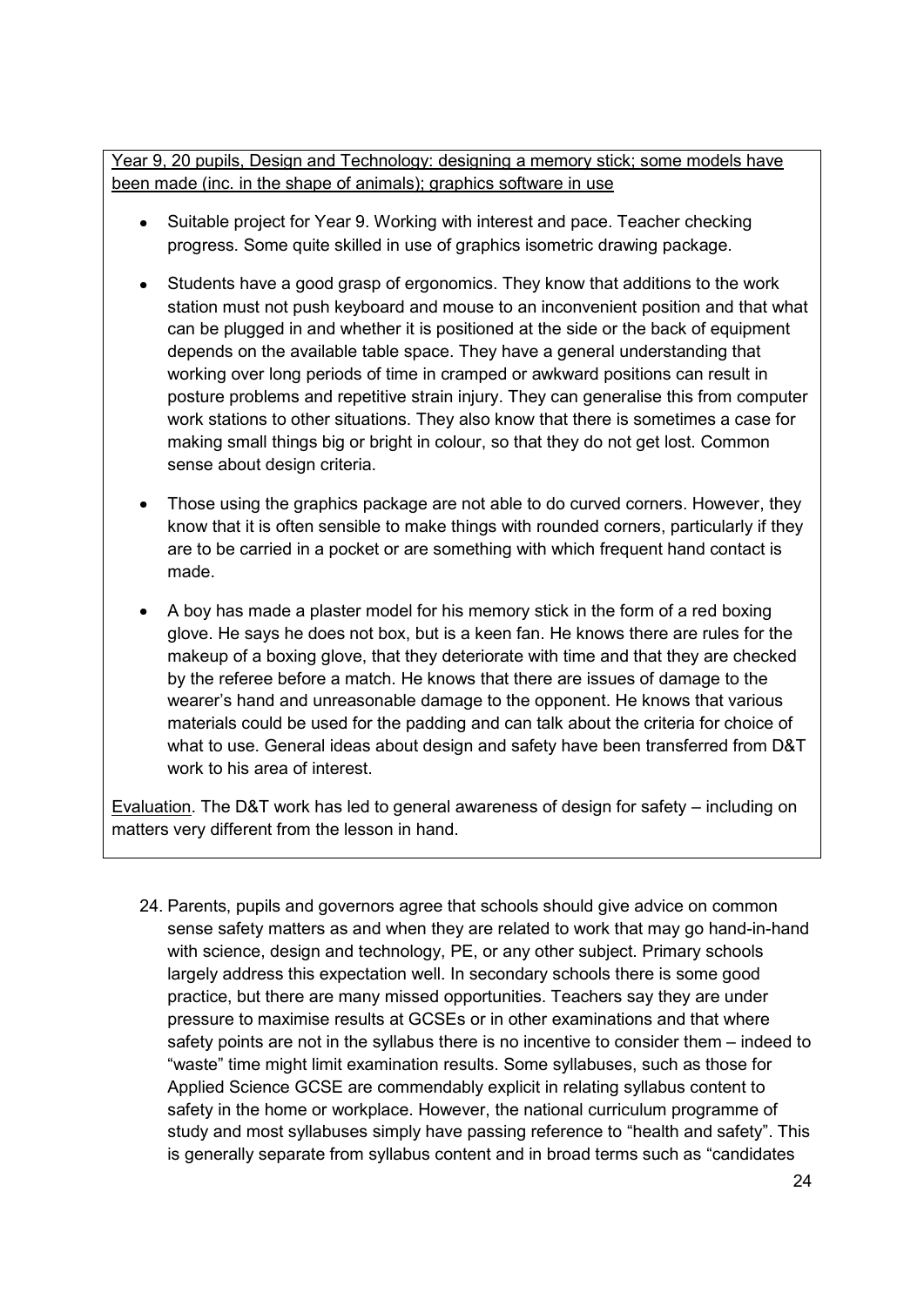Year 9, 20 pupils, Design and Technology: designing a memory stick; some models have been made (inc. in the shape of animals); graphics software in use

- Suitable project for Year 9. Working with interest and pace. Teacher checking progress. Some quite skilled in use of graphics isometric drawing package.
- Students have a good grasp of ergonomics. They know that additions to the work station must not push keyboard and mouse to an inconvenient position and that what can be plugged in and whether it is positioned at the side or the back of equipment depends on the available table space. They have a general understanding that working over long periods of time in cramped or awkward positions can result in posture problems and repetitive strain injury. They can generalise this from computer work stations to other situations. They also know that there is sometimes a case for making small things big or bright in colour, so that they do not get lost. Common sense about design criteria.
- Those using the graphics package are not able to do curved corners. However, they know that it is often sensible to make things with rounded corners, particularly if they are to be carried in a pocket or are something with which frequent hand contact is made.
- A boy has made a plaster model for his memory stick in the form of a red boxing glove. He says he does not box, but is a keen fan. He knows there are rules for the makeup of a boxing glove, that they deteriorate with time and that they are checked by the referee before a match. He knows that there are issues of damage to the wearer's hand and unreasonable damage to the opponent. He knows that various materials could be used for the padding and can talk about the criteria for choice of what to use. General ideas about design and safety have been transferred from D&T work to his area of interest.

Evaluation. The D&T work has led to general awareness of design for safety – including on matters very different from the lesson in hand.

24. Parents, pupils and governors agree that schools should give advice on common sense safety matters as and when they are related to work that may go hand-in-hand with science, design and technology, PE, or any other subject. Primary schools largely address this expectation well. In secondary schools there is some good practice, but there are many missed opportunities. Teachers say they are under pressure to maximise results at GCSEs or in other examinations and that where safety points are not in the syllabus there is no incentive to consider them – indeed to "waste" time might limit examination results. Some syllabuses, such as those for Applied Science GCSE are commendably explicit in relating syllabus content to safety in the home or workplace. However, the national curriculum programme of study and most syllabuses simply have passing reference to "health and safety". This is generally separate from syllabus content and in broad terms such as "candidates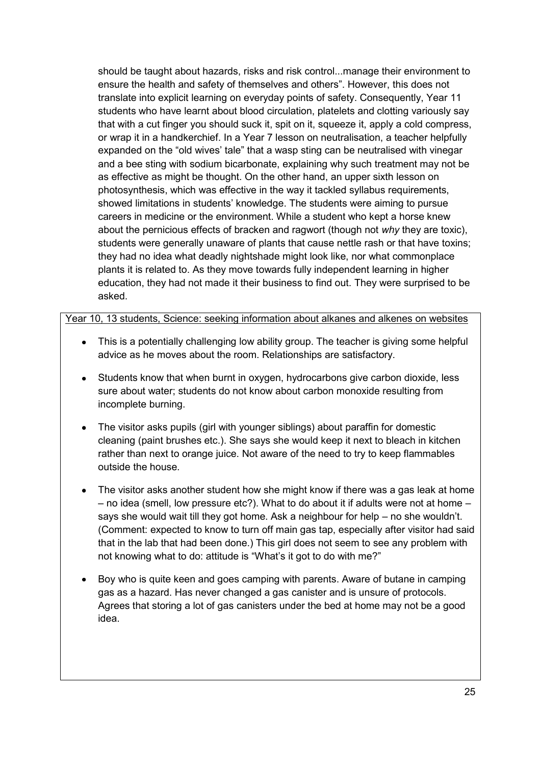should be taught about hazards, risks and risk control...manage their environment to ensure the health and safety of themselves and others". However, this does not translate into explicit learning on everyday points of safety. Consequently, Year 11 students who have learnt about blood circulation, platelets and clotting variously say that with a cut finger you should suck it, spit on it, squeeze it, apply a cold compress, or wrap it in a handkerchief. In a Year 7 lesson on neutralisation, a teacher helpfully expanded on the "old wives' tale" that a wasp sting can be neutralised with vinegar and a bee sting with sodium bicarbonate, explaining why such treatment may not be as effective as might be thought. On the other hand, an upper sixth lesson on photosynthesis, which was effective in the way it tackled syllabus requirements, showed limitations in students' knowledge. The students were aiming to pursue careers in medicine or the environment. While a student who kept a horse knew about the pernicious effects of bracken and ragwort (though not *why* they are toxic), students were generally unaware of plants that cause nettle rash or that have toxins; they had no idea what deadly nightshade might look like, nor what commonplace plants it is related to. As they move towards fully independent learning in higher education, they had not made it their business to find out. They were surprised to be asked.

<u>Year 10, 13 students, Science: seeking information about alkanes and alkenes on websites</u>

- This is a potentially challenging low ability group. The teacher is giving some helpful advice as he moves about the room. Relationships are satisfactory.
- Students know that when burnt in oxygen, hydrocarbons give carbon dioxide, less sure about water; students do not know about carbon monoxide resulting from incomplete burning.
- The visitor asks pupils (girl with younger siblings) about paraffin for domestic cleaning (paint brushes etc.). She says she would keep it next to bleach in kitchen rather than next to orange juice. Not aware of the need to try to keep flammables outside the house.
- The visitor asks another student how she might know if there was a gas leak at home – no idea (smell, low pressure etc?). What to do about it if adults were not at home – says she would wait till they got home. Ask a neighbour for help – no she wouldn't. (Comment: expected to know to turn off main gas tap, especially after visitor had said that in the lab that had been done.) This girl does not seem to see any problem with not knowing what to do: attitude is "What's it got to do with me?"
- Boy who is quite keen and goes camping with parents. Aware of butane in camping gas as a hazard. Has never changed a gas canister and is unsure of protocols. Agrees that storing a lot of gas canisters under the bed at home may not be a good idea.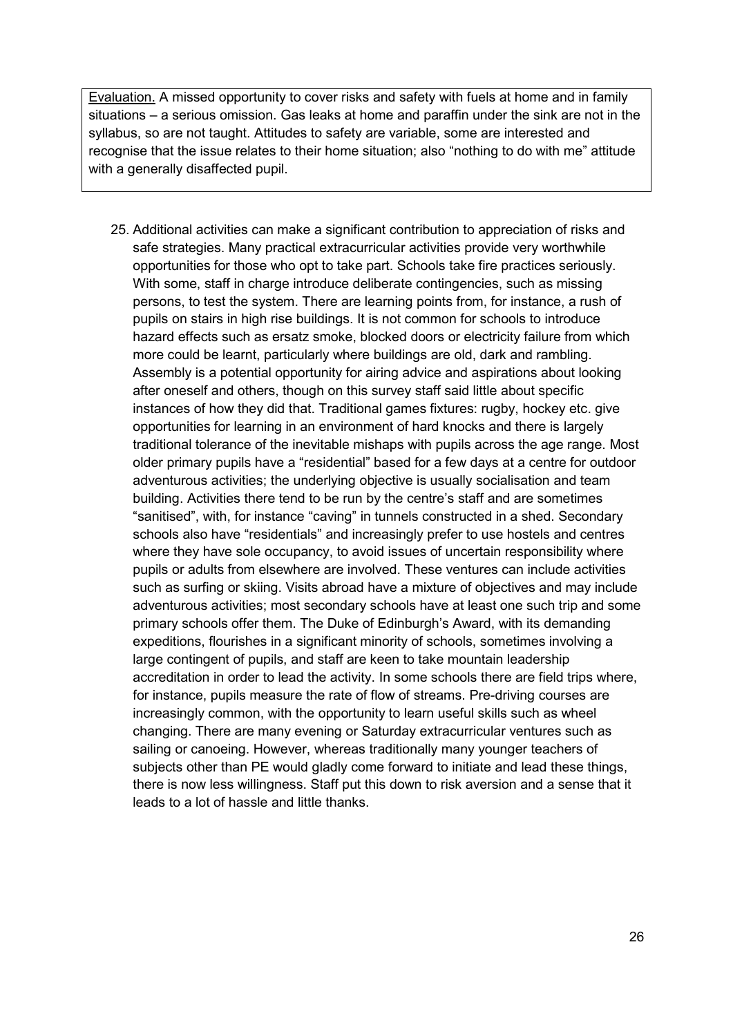<u>Evaluation.</u> A missed opportunity to cover risks and safety with fuels at home and in family situations – a serious omission. Gas leaks at home and paraffin under the sink are not in the syllabus, so are not taught. Attitudes to safety are variable, some are interested and recognise that the issue relates to their home situation; also "nothing to do with me" attitude with a generally disaffected pupil.

25. Additional activities can make a significant contribution to appreciation of risks and safe strategies. Many practical extracurricular activities provide very worthwhile opportunities for those who opt to take part. Schools take fire practices seriously. With some, staff in charge introduce deliberate contingencies, such as missing persons, to test the system. There are learning points from, for instance, a rush of pupils on stairs in high rise buildings. It is not common for schools to introduce hazard effects such as ersatz smoke, blocked doors or electricity failure from which more could be learnt, particularly where buildings are old, dark and rambling. Assembly is a potential opportunity for airing advice and aspirations about looking after oneself and others, though on this survey staff said little about specific instances of how they did that. Traditional games fixtures: rugby, hockey etc. give opportunities for learning in an environment of hard knocks and there is largely traditional tolerance of the inevitable mishaps with pupils across the age range. Most older primary pupils have a "residential" based for a few days at a centre for outdoor adventurous activities; the underlying objective is usually socialisation and team building. Activities there tend to be run by the centre's staff and are sometimes "sanitised", with, for instance "caving" in tunnels constructed in a shed. Secondary schools also have "residentials" and increasingly prefer to use hostels and centres where they have sole occupancy, to avoid issues of uncertain responsibility where pupils or adults from elsewhere are involved. These ventures can include activities such as surfing or skiing. Visits abroad have a mixture of objectives and may include adventurous activities; most secondary schools have at least one such trip and some primary schools offer them. The Duke of Edinburgh's Award, with its demanding expeditions, flourishes in a significant minority of schools, sometimes involving a large contingent of pupils, and staff are keen to take mountain leadership accreditation in order to lead the activity. In some schools there are field trips where, for instance, pupils measure the rate of flow of streams. Pre-driving courses are increasingly common, with the opportunity to learn useful skills such as wheel changing. There are many evening or Saturday extracurricular ventures such as sailing or canoeing. However, whereas traditionally many younger teachers of subjects other than PE would gladly come forward to initiate and lead these things, there is now less willingness. Staff put this down to risk aversion and a sense that it leads to a lot of hassle and little thanks.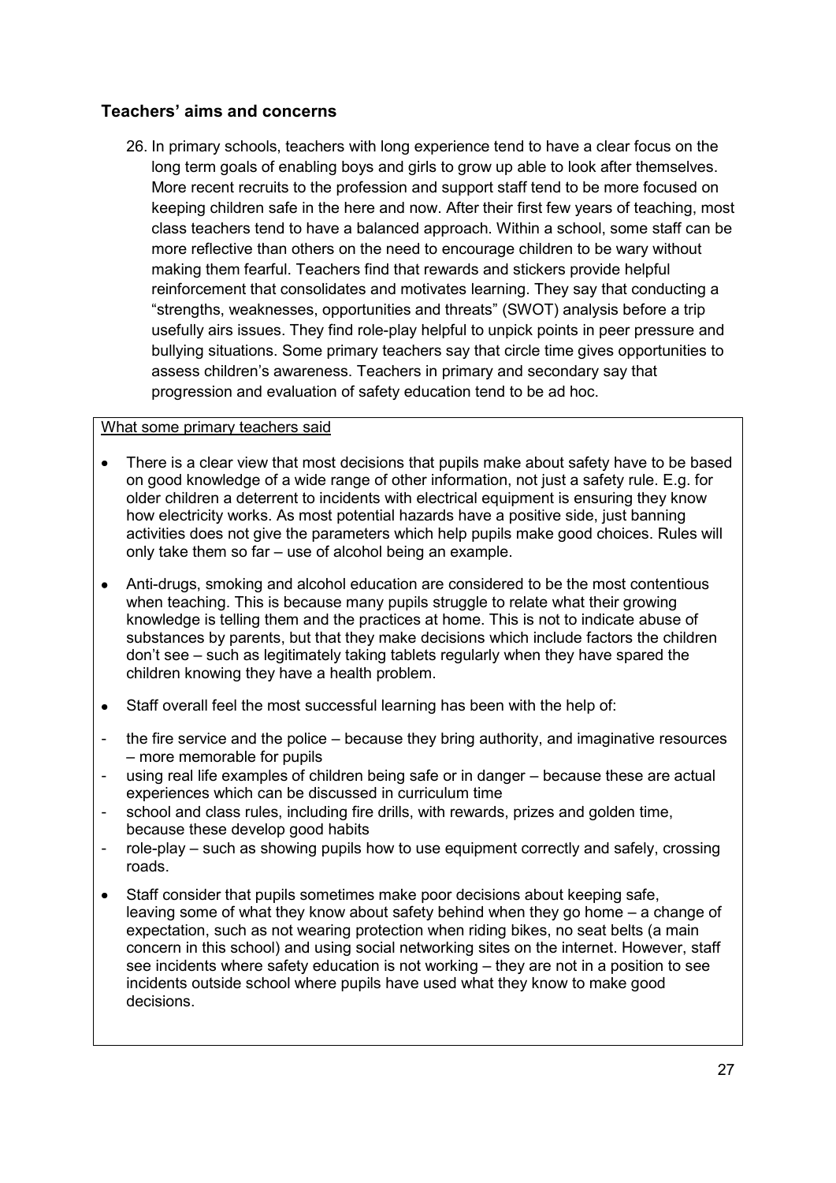## Teachers' aims and concerns

26. In primary schools, teachers with long experience tend to have a clear focus on the long term goals of enabling boys and girls to grow up able to look after themselves. More recent recruits to the profession and support staff tend to be more focused on keeping children safe in the here and now. After their first few years of teaching, most class teachers tend to have a balanced approach. Within a school, some staff can be more reflective than others on the need to encourage children to be wary without making them fearful. Teachers find that rewards and stickers provide helpful reinforcement that consolidates and motivates learning. They say that conducting a "strengths, weaknesses, opportunities and threats" (SWOT) analysis before a trip usefully airs issues. They find role-play helpful to unpick points in peer pressure and bullying situations. Some primary teachers say that circle time gives opportunities to assess children's awareness. Teachers in primary and secondary say that progression and evaluation of safety education tend to be ad hoc.

<u>What some primary teachers said</u>

- There is a clear view that most decisions that pupils make about safety have to be based on good knowledge of a wide range of other information, not just a safety rule. E.g. for older children a deterrent to incidents with electrical equipment is ensuring they know how electricity works. As most potential hazards have a positive side, just banning activities does not give the parameters which help pupils make good choices. Rules will only take them so far – use of alcohol being an example.
- Anti-drugs, smoking and alcohol education are considered to be the most contentious when teaching. This is because many pupils struggle to relate what their growing knowledge is telling them and the practices at home. This is not to indicate abuse of substances by parents, but that they make decisions which include factors the children don't see – such as legitimately taking tablets regularly when they have spared the children knowing they have a health problem.
- Staff overall feel the most successful learning has been with the help of:
  - the fire service and the police – because they bring authority, and imaginative resources – more memorable for pupils
  - using real life examples of children being safe or in danger – because these are actual experiences which can be discussed in curriculum time
  - school and class rules, including fire drills, with rewards, prizes and golden time, because these develop good habits
  - role-play – such as showing pupils how to use equipment correctly and safely, crossing roads.
- Staff consider that pupils sometimes make poor decisions about keeping safe, leaving some of what they know about safety behind when they go home – a change of expectation, such as not wearing protection when riding bikes, no seat belts (a main concern in this school) and using social networking sites on the internet. However, staff see incidents where safety education is not working – they are not in a position to see incidents outside school where pupils have used what they know to make good decisions.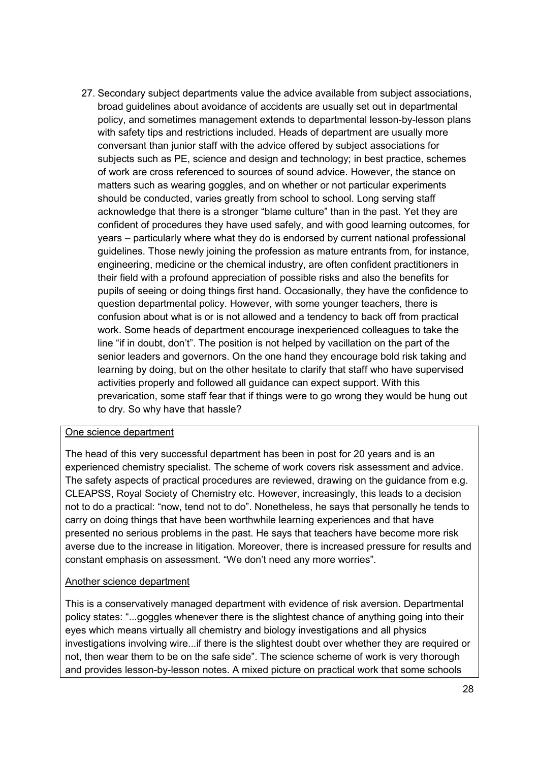27. Secondary subject departments value the advice available from subject associations, broad guidelines about avoidance of accidents are usually set out in departmental policy, and sometimes management extends to departmental lesson-by-lesson plans with safety tips and restrictions included. Heads of department are usually more conversant than junior staff with the advice offered by subject associations for subjects such as PE, science and design and technology; in best practice, schemes of work are cross referenced to sources of sound advice. However, the stance on matters such as wearing goggles, and on whether or not particular experiments should be conducted, varies greatly from school to school. Long serving staff acknowledge that there is a stronger "blame culture" than in the past. Yet they are confident of procedures they have used safely, and with good learning outcomes, for years – particularly where what they do is endorsed by current national professional guidelines. Those newly joining the profession as mature entrants from, for instance, engineering, medicine or the chemical industry, are often confident practitioners in their field with a profound appreciation of possible risks and also the benefits for pupils of seeing or doing things first hand. Occasionally, they have the confidence to question departmental policy. However, with some younger teachers, there is confusion about what is or is not allowed and a tendency to back off from practical work. Some heads of department encourage inexperienced colleagues to take the line "if in doubt, don't". The position is not helped by vacillation on the part of the senior leaders and governors. On the one hand they encourage bold risk taking and learning by doing, but on the other hesitate to clarify that staff who have supervised activities properly and followed all guidance can expect support. With this prevarication, some staff fear that if things were to go wrong they would be hung out to dry. So why have that hassle?

<u>One science department</u>

The head of this very successful department has been in post for 20 years and is an experienced chemistry specialist. The scheme of work covers risk assessment and advice. The safety aspects of practical procedures are reviewed, drawing on the guidance from e.g. CLEAPSS, Royal Society of Chemistry etc. However, increasingly, this leads to a decision not to do a practical: "now, tend not to do". Nonetheless, he says that personally he tends to carry on doing things that have been worthwhile learning experiences and that have presented no serious problems in the past. He says that teachers have become more risk averse due to the increase in litigation. Moreover, there is increased pressure for results and constant emphasis on assessment. "We don't need any more worries".

<u>Another science department</u>

This is a conservatively managed department with evidence of risk aversion. Departmental policy states: "...goggles whenever there is the slightest chance of anything going into their eyes which means virtually all chemistry and biology investigations and all physics investigations involving wire...if there is the slightest doubt over whether they are required or not, then wear them to be on the safe side". The science scheme of work is very thorough and provides lesson-by-lesson notes. A mixed picture on practical work that some schools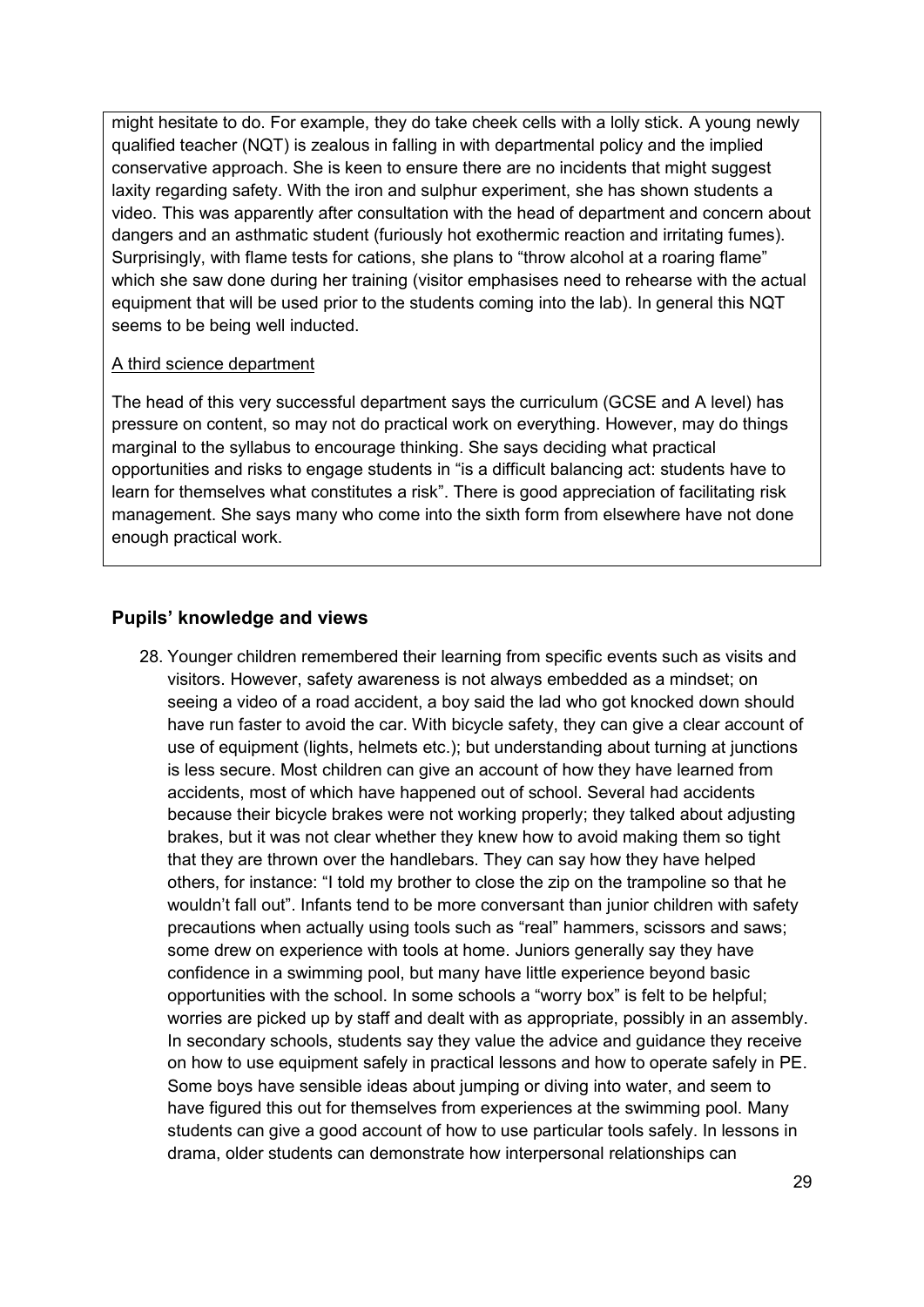might hesitate to do. For example, they do take cheek cells with a lolly stick. A young newly qualified teacher (NQT) is zealous in falling in with departmental policy and the implied conservative approach. She is keen to ensure there are no incidents that might suggest laxity regarding safety. With the iron and sulphur experiment, she has shown students a video. This was apparently after consultation with the head of department and concern about dangers and an asthmatic student (furiously hot exothermic reaction and irritating fumes). Surprisingly, with flame tests for cations, she plans to "throw alcohol at a roaring flame" which she saw done during her training (visitor emphasises need to rehearse with the actual equipment that will be used prior to the students coming into the lab). In general this NQT seems to be being well inducted.

A third science department

The head of this very successful department says the curriculum (GCSE and A level) has pressure on content, so may not do practical work on everything. However, may do things marginal to the syllabus to encourage thinking. She says deciding what practical opportunities and risks to engage students in "is a difficult balancing act: students have to learn for themselves what constitutes a risk". There is good appreciation of facilitating risk management. She says many who come into the sixth form from elsewhere have not done enough practical work.

### Pupils' knowledge and views

28. Younger children remembered their learning from specific events such as visits and visitors. However, safety awareness is not always embedded as a mindset; on seeing a video of a road accident, a boy said the lad who got knocked down should have run faster to avoid the car. With bicycle safety, they can give a clear account of use of equipment (lights, helmets etc.); but understanding about turning at junctions is less secure. Most children can give an account of how they have learned from accidents, most of which have happened out of school. Several had accidents because their bicycle brakes were not working properly; they talked about adjusting brakes, but it was not clear whether they knew how to avoid making them so tight that they are thrown over the handlebars. They can say how they have helped others, for instance: "I told my brother to close the zip on the trampoline so that he wouldn't fall out". Infants tend to be more conversant than junior children with safety precautions when actually using tools such as "real" hammers, scissors and saws; some drew on experience with tools at home. Juniors generally say they have confidence in a swimming pool, but many have little experience beyond basic opportunities with the school. In some schools a "worry box" is felt to be helpful; worries are picked up by staff and dealt with as appropriate, possibly in an assembly. In secondary schools, students say they value the advice and guidance they receive on how to use equipment safely in practical lessons and how to operate safely in PE. Some boys have sensible ideas about jumping or diving into water, and seem to have figured this out for themselves from experiences at the swimming pool. Many students can give a good account of how to use particular tools safely. In lessons in drama, older students can demonstrate how interpersonal relationships can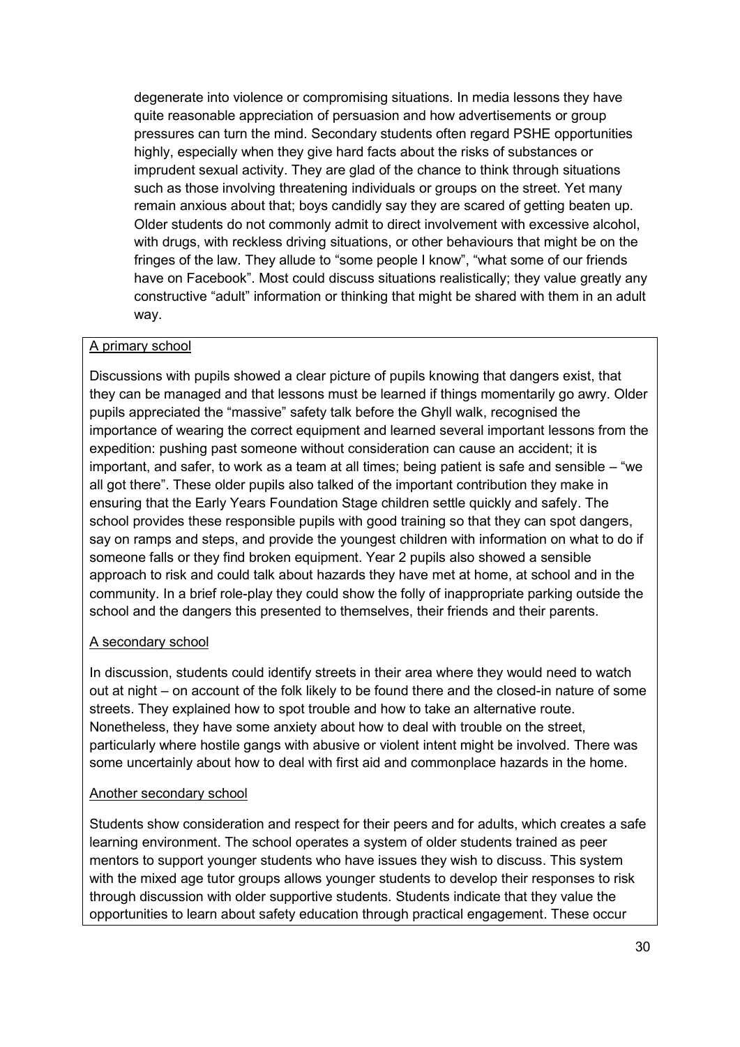degenerate into violence or compromising situations. In media lessons they have quite reasonable appreciation of persuasion and how advertisements or group pressures can turn the mind. Secondary students often regard PSHE opportunities highly, especially when they give hard facts about the risks of substances or imprudent sexual activity. They are glad of the chance to think through situations such as those involving threatening individuals or groups on the street. Yet many remain anxious about that; boys candidly say they are scared of getting beaten up. Older students do not commonly admit to direct involvement with excessive alcohol, with drugs, with reckless driving situations, or other behaviours that might be on the fringes of the law. They allude to "some people I know", "what some of our friends have on Facebook". Most could discuss situations realistically; they value greatly any constructive "adult" information or thinking that might be shared with them in an adult way.

<u>A primary school</u>

Discussions with pupils showed a clear picture of pupils knowing that dangers exist, that they can be managed and that lessons must be learned if things momentarily go awry. Older pupils appreciated the "massive" safety talk before the Ghyll walk, recognised the importance of wearing the correct equipment and learned several important lessons from the expedition: pushing past someone without consideration can cause an accident; it is important, and safer, to work as a team at all times; being patient is safe and sensible – "we all got there". These older pupils also talked of the important contribution they make in ensuring that the Early Years Foundation Stage children settle quickly and safely. The school provides these responsible pupils with good training so that they can spot dangers, say on ramps and steps, and provide the youngest children with information on what to do if someone falls or they find broken equipment. Year 2 pupils also showed a sensible approach to risk and could talk about hazards they have met at home, at school and in the community. In a brief role-play they could show the folly of inappropriate parking outside the school and the dangers this presented to themselves, their friends and their parents.

<u>A secondary school</u>

In discussion, students could identify streets in their area where they would need to watch out at night – on account of the folk likely to be found there and the closed-in nature of some streets. They explained how to spot trouble and how to take an alternative route. Nonetheless, they have some anxiety about how to deal with trouble on the street, particularly where hostile gangs with abusive or violent intent might be involved. There was some uncertainly about how to deal with first aid and commonplace hazards in the home.

<u>Another secondary school</u>

Students show consideration and respect for their peers and for adults, which creates a safe learning environment. The school operates a system of older students trained as peer mentors to support younger students who have issues they wish to discuss. This system with the mixed age tutor groups allows younger students to develop their responses to risk through discussion with older supportive students. Students indicate that they value the opportunities to learn about safety education through practical engagement. These occur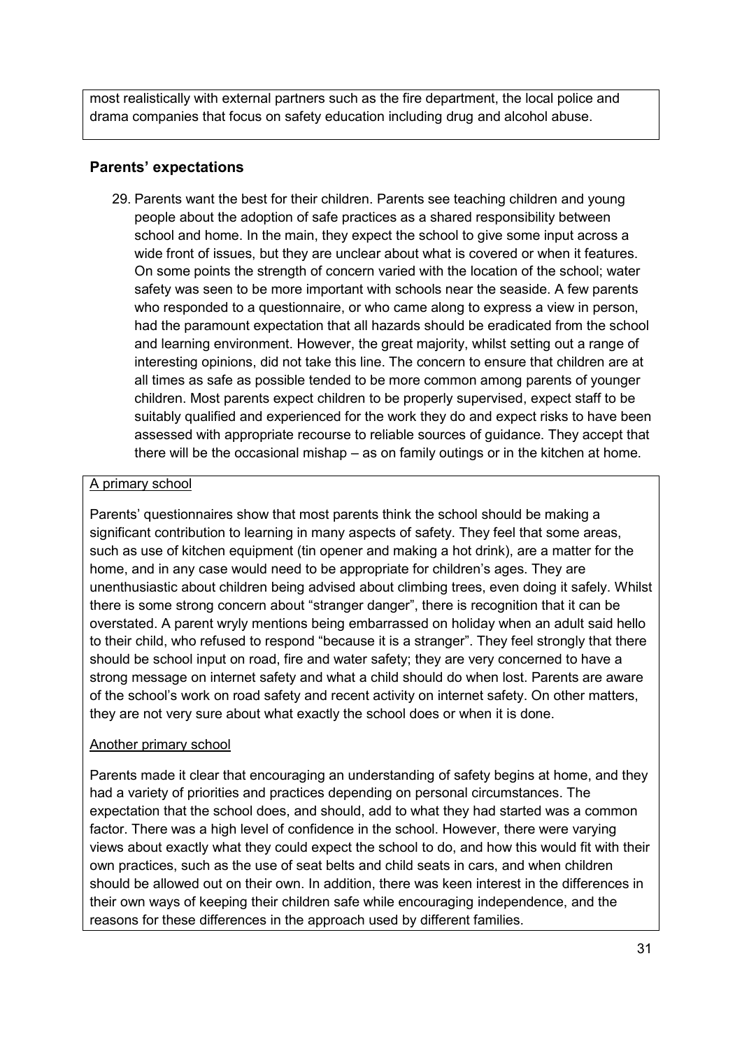most realistically with external partners such as the fire department, the local police and drama companies that focus on safety education including drug and alcohol abuse.

## Parents' expectations

29. Parents want the best for their children. Parents see teaching children and young people about the adoption of safe practices as a shared responsibility between school and home. In the main, they expect the school to give some input across a wide front of issues, but they are unclear about what is covered or when it features. On some points the strength of concern varied with the location of the school; water safety was seen to be more important with schools near the seaside. A few parents who responded to a questionnaire, or who came along to express a view in person, had the paramount expectation that all hazards should be eradicated from the school and learning environment. However, the great majority, whilst setting out a range of interesting opinions, did not take this line. The concern to ensure that children are at all times as safe as possible tended to be more common among parents of younger children. Most parents expect children to be properly supervised, expect staff to be suitably qualified and experienced for the work they do and expect risks to have been assessed with appropriate recourse to reliable sources of guidance. They accept that there will be the occasional mishap – as on family outings or in the kitchen at home.

A primary school

Parents' questionnaires show that most parents think the school should be making a significant contribution to learning in many aspects of safety. They feel that some areas, such as use of kitchen equipment (tin opener and making a hot drink), are a matter for the home, and in any case would need to be appropriate for children's ages. They are unenthusiastic about children being advised about climbing trees, even doing it safely. Whilst there is some strong concern about "stranger danger", there is recognition that it can be overstated. A parent wryly mentions being embarrassed on holiday when an adult said hello to their child, who refused to respond "because it is a stranger". They feel strongly that there should be school input on road, fire and water safety; they are very concerned to have a strong message on internet safety and what a child should do when lost. Parents are aware of the school's work on road safety and recent activity on internet safety. On other matters, they are not very sure about what exactly the school does or when it is done.

Another primary school

Parents made it clear that encouraging an understanding of safety begins at home, and they had a variety of priorities and practices depending on personal circumstances. The expectation that the school does, and should, add to what they had started was a common factor. There was a high level of confidence in the school. However, there were varying views about exactly what they could expect the school to do, and how this would fit with their own practices, such as the use of seat belts and child seats in cars, and when children should be allowed out on their own. In addition, there was keen interest in the differences in their own ways of keeping their children safe while encouraging independence, and the reasons for these differences in the approach used by different families.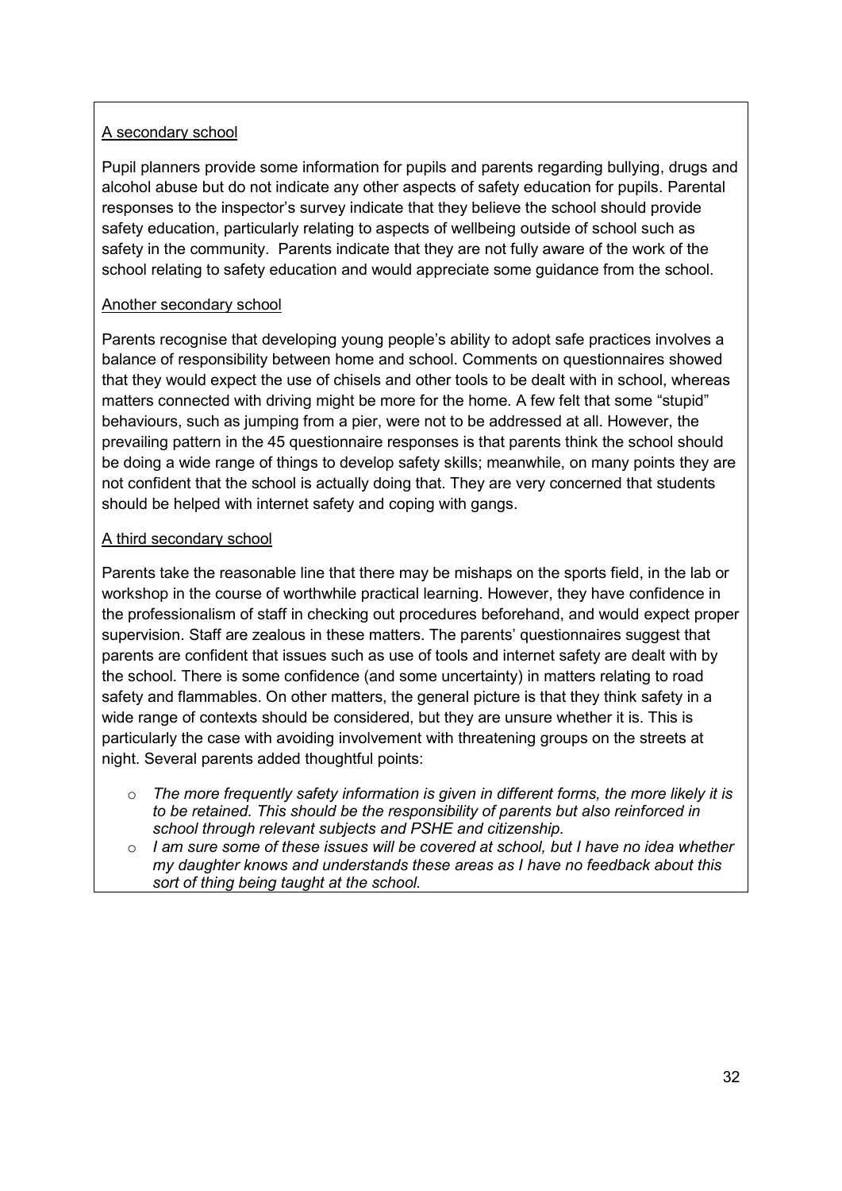A secondary school

Pupil planners provide some information for pupils and parents regarding bullying, drugs and alcohol abuse but do not indicate any other aspects of safety education for pupils. Parental responses to the inspector's survey indicate that they believe the school should provide safety education, particularly relating to aspects of wellbeing outside of school such as safety in the community. Parents indicate that they are not fully aware of the work of the school relating to safety education and would appreciate some guidance from the school.

Another secondary school

Parents recognise that developing young people's ability to adopt safe practices involves a balance of responsibility between home and school. Comments on questionnaires showed that they would expect the use of chisels and other tools to be dealt with in school, whereas matters connected with driving might be more for the home. A few felt that some "stupid" behaviours, such as jumping from a pier, were not to be addressed at all. However, the prevailing pattern in the 45 questionnaire responses is that parents think the school should be doing a wide range of things to develop safety skills; meanwhile, on many points they are not confident that the school is actually doing that. They are very concerned that students should be helped with internet safety and coping with gangs.

A third secondary school

Parents take the reasonable line that there may be mishaps on the sports field, in the lab or workshop in the course of worthwhile practical learning. However, they have confidence in the professionalism of staff in checking out procedures beforehand, and would expect proper supervision. Staff are zealous in these matters. The parents' questionnaires suggest that parents are confident that issues such as use of tools and internet safety are dealt with by the school. There is some confidence (and some uncertainty) in matters relating to road safety and flammables. On other matters, the general picture is that they think safety in a wide range of contexts should be considered, but they are unsure whether it is. This is particularly the case with avoiding involvement with threatening groups on the streets at night. Several parents added thoughtful points:

- *The more frequently safety information is given in different forms, the more likely it is to be retained. This should be the responsibility of parents but also reinforced in school through relevant subjects and PSHE and citizenship.*
- *I am sure some of these issues will be covered at school, but I have no idea whether my daughter knows and understands these areas as I have no feedback about this sort of thing being taught at the school.*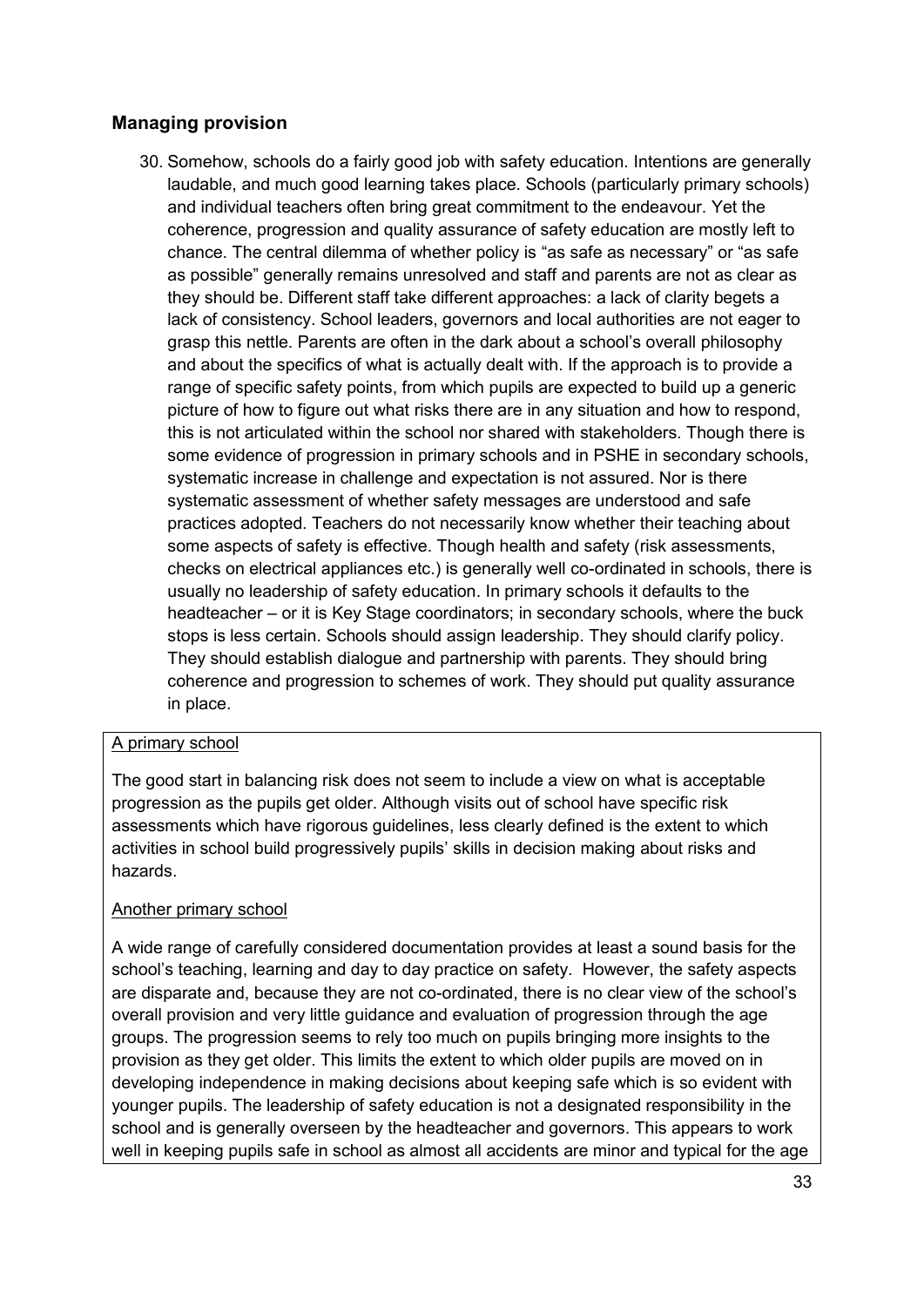## Managing provision

30. Somehow, schools do a fairly good job with safety education. Intentions are generally laudable, and much good learning takes place. Schools (particularly primary schools) and individual teachers often bring great commitment to the endeavour. Yet the coherence, progression and quality assurance of safety education are mostly left to chance. The central dilemma of whether policy is "as safe as necessary" or "as safe as possible" generally remains unresolved and staff and parents are not as clear as they should be. Different staff take different approaches: a lack of clarity begets a lack of consistency. School leaders, governors and local authorities are not eager to grasp this nettle. Parents are often in the dark about a school's overall philosophy and about the specifics of what is actually dealt with. If the approach is to provide a range of specific safety points, from which pupils are expected to build up a generic picture of how to figure out what risks there are in any situation and how to respond, this is not articulated within the school nor shared with stakeholders. Though there is some evidence of progression in primary schools and in PSHE in secondary schools, systematic increase in challenge and expectation is not assured. Nor is there systematic assessment of whether safety messages are understood and safe practices adopted. Teachers do not necessarily know whether their teaching about some aspects of safety is effective. Though health and safety (risk assessments, checks on electrical appliances etc.) is generally well co-ordinated in schools, there is usually no leadership of safety education. In primary schools it defaults to the headteacher – or it is Key Stage coordinators; in secondary schools, where the buck stops is less certain. Schools should assign leadership. They should clarify policy. They should establish dialogue and partnership with parents. They should bring coherence and progression to schemes of work. They should put quality assurance in place.

<u>A primary school</u>

The good start in balancing risk does not seem to include a view on what is acceptable progression as the pupils get older. Although visits out of school have specific risk assessments which have rigorous guidelines, less clearly defined is the extent to which activities in school build progressively pupils' skills in decision making about risks and hazards.

<u>Another primary school</u>

A wide range of carefully considered documentation provides at least a sound basis for the school's teaching, learning and day to day practice on safety. However, the safety aspects are disparate and, because they are not co-ordinated, there is no clear view of the school's overall provision and very little guidance and evaluation of progression through the age groups. The progression seems to rely too much on pupils bringing more insights to the provision as they get older. This limits the extent to which older pupils are moved on in developing independence in making decisions about keeping safe which is so evident with younger pupils. The leadership of safety education is not a designated responsibility in the school and is generally overseen by the headteacher and governors. This appears to work well in keeping pupils safe in school as almost all accidents are minor and typical for the age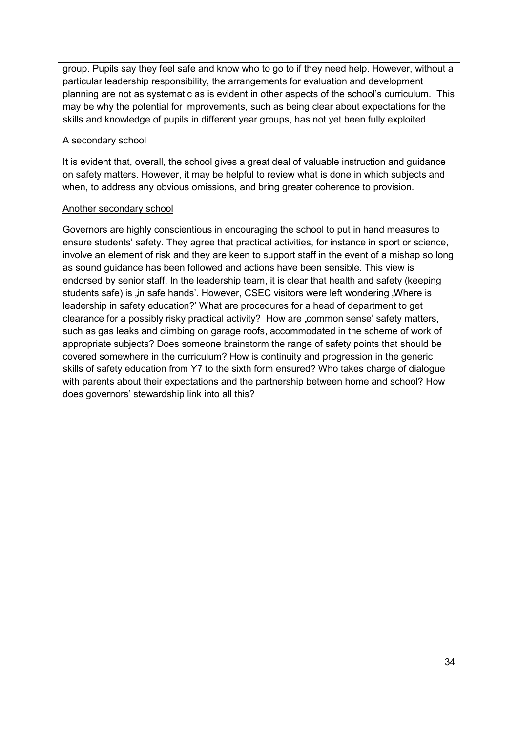group. Pupils say they feel safe and know who to go to if they need help. However, without a particular leadership responsibility, the arrangements for evaluation and development planning are not as systematic as is evident in other aspects of the school's curriculum. This may be why the potential for improvements, such as being clear about expectations for the skills and knowledge of pupils in different year groups, has not yet been fully exploited.

<u>A secondary school</u>

It is evident that, overall, the school gives a great deal of valuable instruction and guidance on safety matters. However, it may be helpful to review what is done in which subjects and when, to address any obvious omissions, and bring greater coherence to provision.

<u>Another secondary school</u>

Governors are highly conscientious in encouraging the school to put in hand measures to ensure students' safety. They agree that practical activities, for instance in sport or science, involve an element of risk and they are keen to support staff in the event of a mishap so long as sound guidance has been followed and actions have been sensible. This view is endorsed by senior staff. In the leadership team, it is clear that health and safety (keeping students safe) is „in safe hands'. However, CSEC visitors were left wondering „Where is leadership in safety education?' What are procedures for a head of department to get clearance for a possibly risky practical activity? How are „common sense' safety matters, such as gas leaks and climbing on garage roofs, accommodated in the scheme of work of appropriate subjects? Does someone brainstorm the range of safety points that should be covered somewhere in the curriculum? How is continuity and progression in the generic skills of safety education from Y7 to the sixth form ensured? Who takes charge of dialogue with parents about their expectations and the partnership between home and school? How does governors' stewardship link into all this?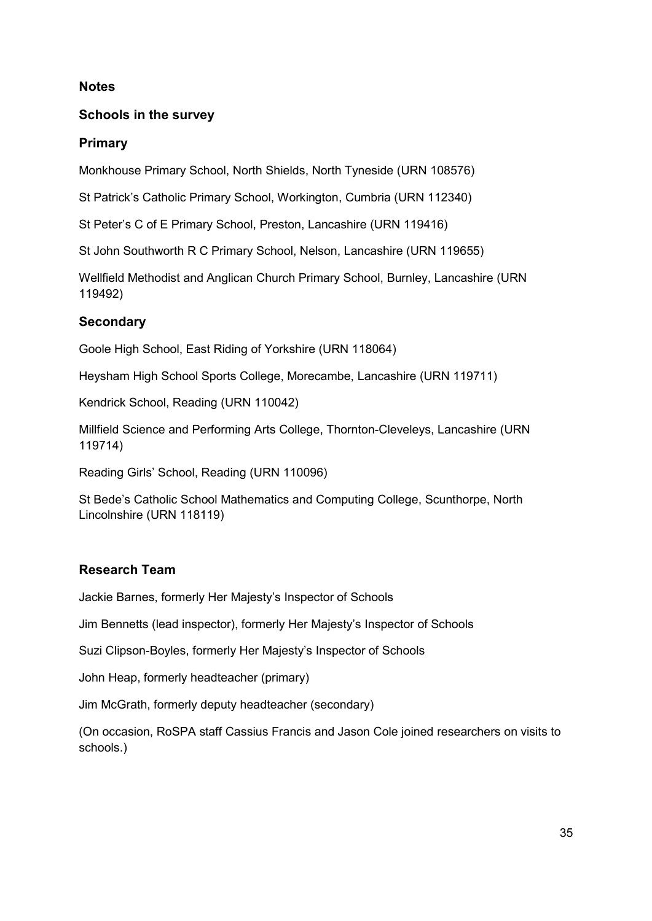## Notes

### Schools in the survey

### Primary

Monkhouse Primary School, North Shields, North Tyneside (URN 108576)

St Patrick's Catholic Primary School, Workington, Cumbria (URN 112340)

St Peter's C of E Primary School, Preston, Lancashire (URN 119416)

St John Southworth R C Primary School, Nelson, Lancashire (URN 119655)

Wellfield Methodist and Anglican Church Primary School, Burnley, Lancashire (URN 119492)

### Secondary

Goole High School, East Riding of Yorkshire (URN 118064)

Heysham High School Sports College, Morecambe, Lancashire (URN 119711)

Kendrick School, Reading (URN 110042)

Millfield Science and Performing Arts College, Thornton-Cleveleys, Lancashire (URN 119714)

Reading Girls' School, Reading (URN 110096)

St Bede's Catholic School Mathematics and Computing College, Scunthorpe, North Lincolnshire (URN 118119)

### Research Team

Jackie Barnes, formerly Her Majesty's Inspector of Schools

Jim Bennetts (lead inspector), formerly Her Majesty's Inspector of Schools

Suzi Clipson-Boyles, formerly Her Majesty's Inspector of Schools

John Heap, formerly headteacher (primary)

Jim McGrath, formerly deputy headteacher (secondary)

(On occasion, RoSPA staff Cassius Francis and Jason Cole joined researchers on visits to schools.)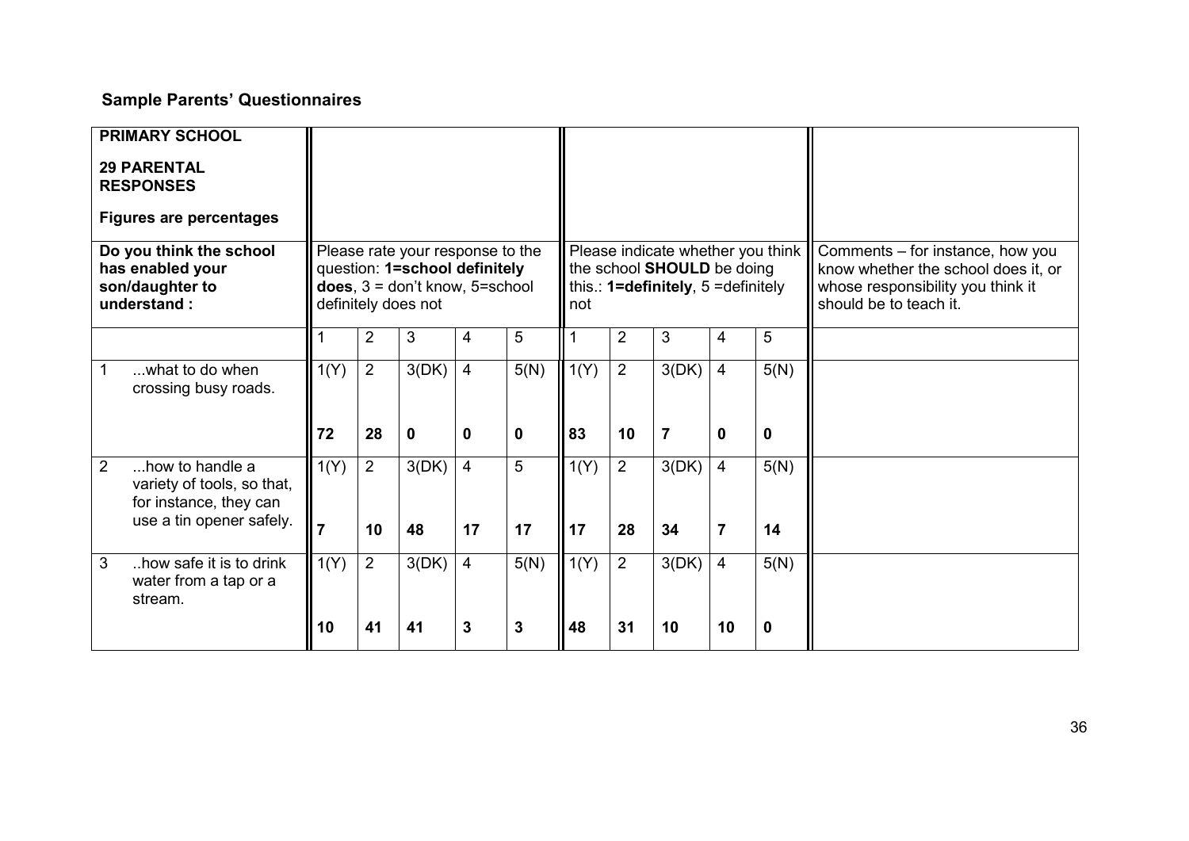## Sample Parents' Questionnaires

| **PRIMARY SCHOOL**<br><br>**29 PARENTAL RESPONSES**<br><br>**Figures are percentages** | | | | | | | | | | | |
|---|---|---|---|---|---|---|---|---|---|---|---|
| **Do you think the school has enabled your son/daughter to understand :** | Please rate your response to the question: **1=school definitely does**, 3 = don't know, 5=school definitely does not | | | | | Please indicate whether you think the school **SHOULD** be doing this.: **1=definitely**, 5 =definitely not | | | | | Comments – for instance, how you know whether the school does it, or whose responsibility you think it should be to teach it. |
| | 1 | 2 | 3 | 4 | 5 | 1 | 2 | 3 | 4 | 5 | |
| 1 ...what to do when crossing busy roads. | 1(Y)<br><br>**72** | 2<br><br>**28** | 3(DK)<br><br>**0** | 4<br><br>**0** | 5(N)<br><br>**0** | 1(Y)<br><br>**83** | 2<br><br>**10** | 3(DK)<br><br>**7** | 4<br><br>**0** | 5(N)<br><br>**0** | |
| 2 ...how to handle a variety of tools, so that, for instance, they can use a tin opener safely. | 1(Y)<br><br>**7** | 2<br><br>**10** | 3(DK)<br><br>**48** | 4<br><br>**17** | 5<br><br>**17** | 1(Y)<br><br>**17** | 2<br><br>**28** | 3(DK)<br><br>**34** | 4<br><br>**7** | 5(N)<br><br>**14** | |
| 3 ..how safe it is to drink water from a tap or a stream. | 1(Y)<br><br>**10** | 2<br><br>**41** | 3(DK)<br><br>**41** | 4<br><br>**3** | 5(N)<br><br>**3** | 1(Y)<br><br>**48** | 2<br><br>**31** | 3(DK)<br><br>**10** | 4<br><br>**10** | 5(N)<br><br>**0** | |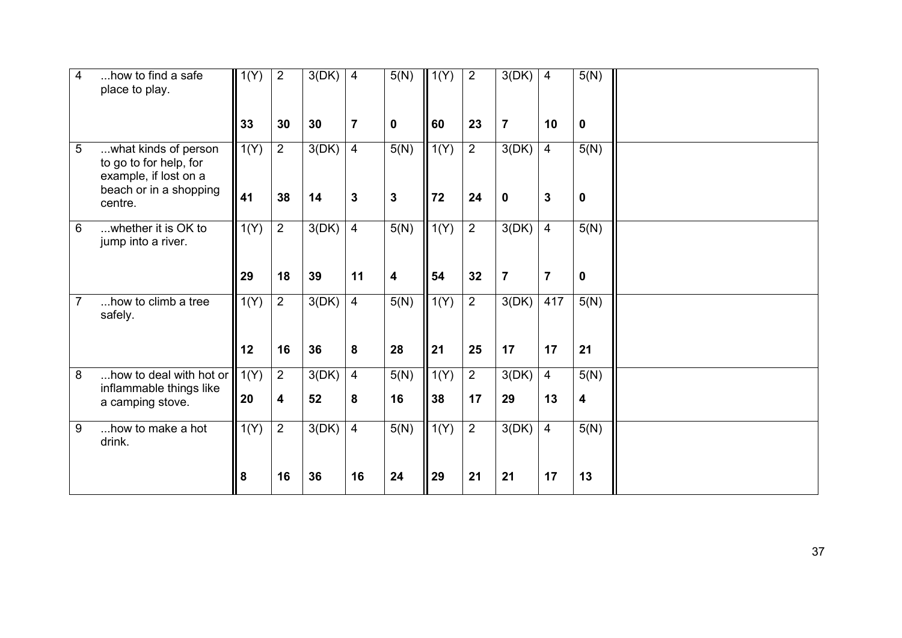| | | | | | | | | | | | | |
|---|---|---|---|---|---|---|---|---|---|---|---|---|
| 4 | ...how to find a safe place to play. | 1(Y) | 2 | 3(DK) | 4 | 5(N) | 1(Y) | 2 | 3(DK) | 4 | 5(N) | |
| | | **33** | **30** | **30** | **7** | **0** | **60** | **23** | **7** | **10** | **0** | |
| 5 | ...what kinds of person to go to for help, for example, if lost on a beach or in a shopping centre. | 1(Y) | 2 | 3(DK) | 4 | 5(N) | 1(Y) | 2 | 3(DK) | 4 | 5(N) | |
| | | **41** | **38** | **14** | **3** | **3** | **72** | **24** | **0** | **3** | **0** | |
| 6 | ...whether it is OK to jump into a river. | 1(Y) | 2 | 3(DK) | 4 | 5(N) | 1(Y) | 2 | 3(DK) | 4 | 5(N) | |
| | | **29** | **18** | **39** | **11** | **4** | **54** | **32** | **7** | **7** | **0** | |
| 7 | ...how to climb a tree safely. | 1(Y) | 2 | 3(DK) | 4 | 5(N) | 1(Y) | 2 | 3(DK) | 417 | 5(N) | |
| | | **12** | **16** | **36** | **8** | **28** | **21** | **25** | **17** | **17** | **21** | |
| 8 | ...how to deal with hot or inflammable things like a camping stove. | 1(Y) | 2 | 3(DK) | 4 | 5(N) | 1(Y) | 2 | 3(DK) | 4 | 5(N) | |
| | | **20** | **4** | **52** | **8** | **16** | **38** | **17** | **29** | **13** | **4** | |
| 9 | ...how to make a hot drink. | 1(Y) | 2 | 3(DK) | 4 | 5(N) | 1(Y) | 2 | 3(DK) | 4 | 5(N) | |
| | | **8** | **16** | **36** | **16** | **24** | **29** | **21** | **21** | **17** | **13** | |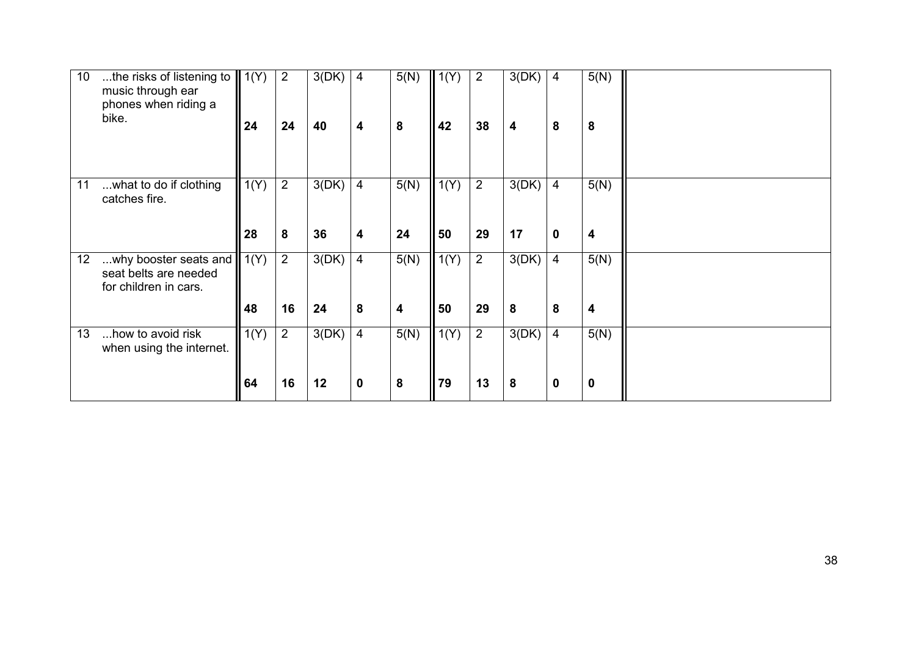| | | | | | | | | | | | | |
|---|---|---|---|---|---|---|---|---|---|---|---|---|
| 10 | ...the risks of listening to music through ear phones when riding a bike. | 1(Y)<br><br>**24** | 2<br><br>**24** | 3(DK)<br><br>**40** | 4<br><br>**4** | 5(N)<br><br>**8** | 1(Y)<br><br>**42** | 2<br><br>**38** | 3(DK)<br><br>**4** | 4<br><br>**8** | 5(N)<br><br>**8** | |
| 11 | ...what to do if clothing catches fire. | 1(Y)<br><br>**28** | 2<br><br>**8** | 3(DK)<br><br>**36** | 4<br><br>**4** | 5(N)<br><br>**24** | 1(Y)<br><br>**50** | 2<br><br>**29** | 3(DK)<br><br>**17** | 4<br><br>**0** | 5(N)<br><br>**4** | |
| 12 | ...why booster seats and seat belts are needed for children in cars. | 1(Y)<br><br>**48** | 2<br><br>**16** | 3(DK)<br><br>**24** | 4<br><br>**8** | 5(N)<br><br>**4** | 1(Y)<br><br>**50** | 2<br><br>**29** | 3(DK)<br><br>**8** | 4<br><br>**8** | 5(N)<br><br>**4** | |
| 13 | ...how to avoid risk when using the internet. | 1(Y)<br><br>**64** | 2<br><br>**16** | 3(DK)<br><br>**12** | 4<br><br>**0** | 5(N)<br><br>**8** | 1(Y)<br><br>**79** | 2<br><br>**13** | 3(DK)<br><br>**8** | 4<br><br>**0** | 5(N)<br><br>**0** | |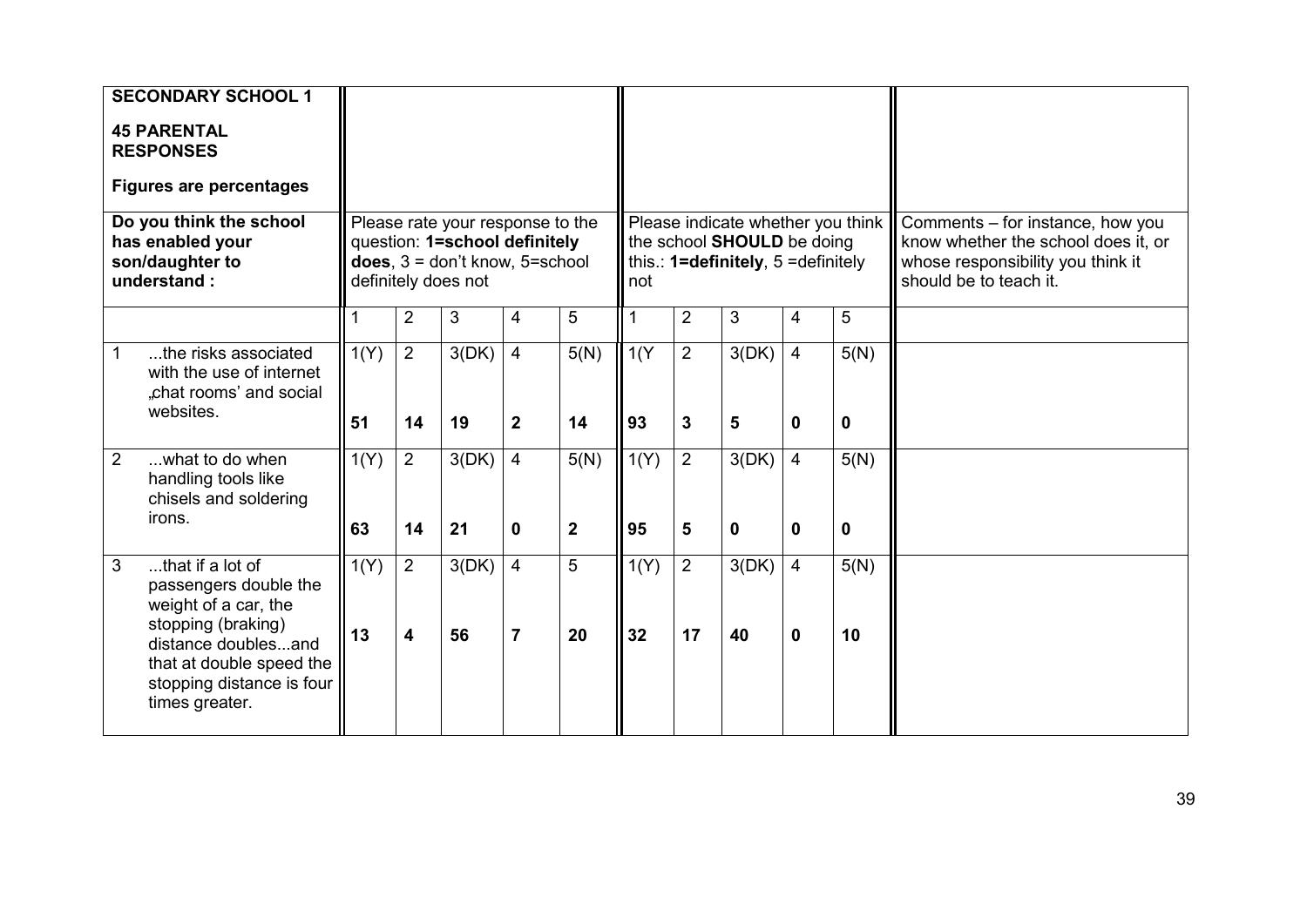| SECONDARY SCHOOL 1<br><br>45 PARENTAL RESPONSES<br><br>Figures are percentages | | | | | | | | | | | |
|---|---|---|---|---|---|---|---|---|---|---|---|
| **Do you think the school has enabled your son/daughter to understand :** | Please rate your response to the question: **1=school definitely does**, 3 = don't know, 5=school definitely does not | | | | | Please indicate whether you think the school **SHOULD** be doing this.: **1=definitely**, 5 =definitely not | | | | | Comments – for instance, how you know whether the school does it, or whose responsibility you think it should be to teach it. |
| | 1 | 2 | 3 | 4 | 5 | 1 | 2 | 3 | 4 | 5 | |
| 1 ...the risks associated with the use of internet „chat rooms' and social websites. | 1(Y)<br><br>**51** | 2<br><br>**14** | 3(DK)<br><br>**19** | 4<br><br>**2** | 5(N)<br><br>**14** | 1(Y<br><br>**93** | 2<br><br>**3** | 3(DK)<br><br>**5** | 4<br><br>**0** | 5(N)<br><br>**0** | |
| 2 ...what to do when handling tools like chisels and soldering irons. | 1(Y)<br><br>**63** | 2<br><br>**14** | 3(DK)<br><br>**21** | 4<br><br>**0** | 5(N)<br><br>**2** | 1(Y)<br><br>**95** | 2<br><br>**5** | 3(DK)<br><br>**0** | 4<br><br>**0** | 5(N)<br><br>**0** | |
| 3 ...that if a lot of passengers double the weight of a car, the stopping (braking) distance doubles...and that at double speed the stopping distance is four times greater. | 1(Y)<br><br>**13** | 2<br><br>**4** | 3(DK)<br><br>**56** | 4<br><br>**7** | 5<br><br>**20** | 1(Y)<br><br>**32** | 2<br><br>**17** | 3(DK)<br><br>**40** | 4<br><br>**0** | 5(N)<br><br>**10** | |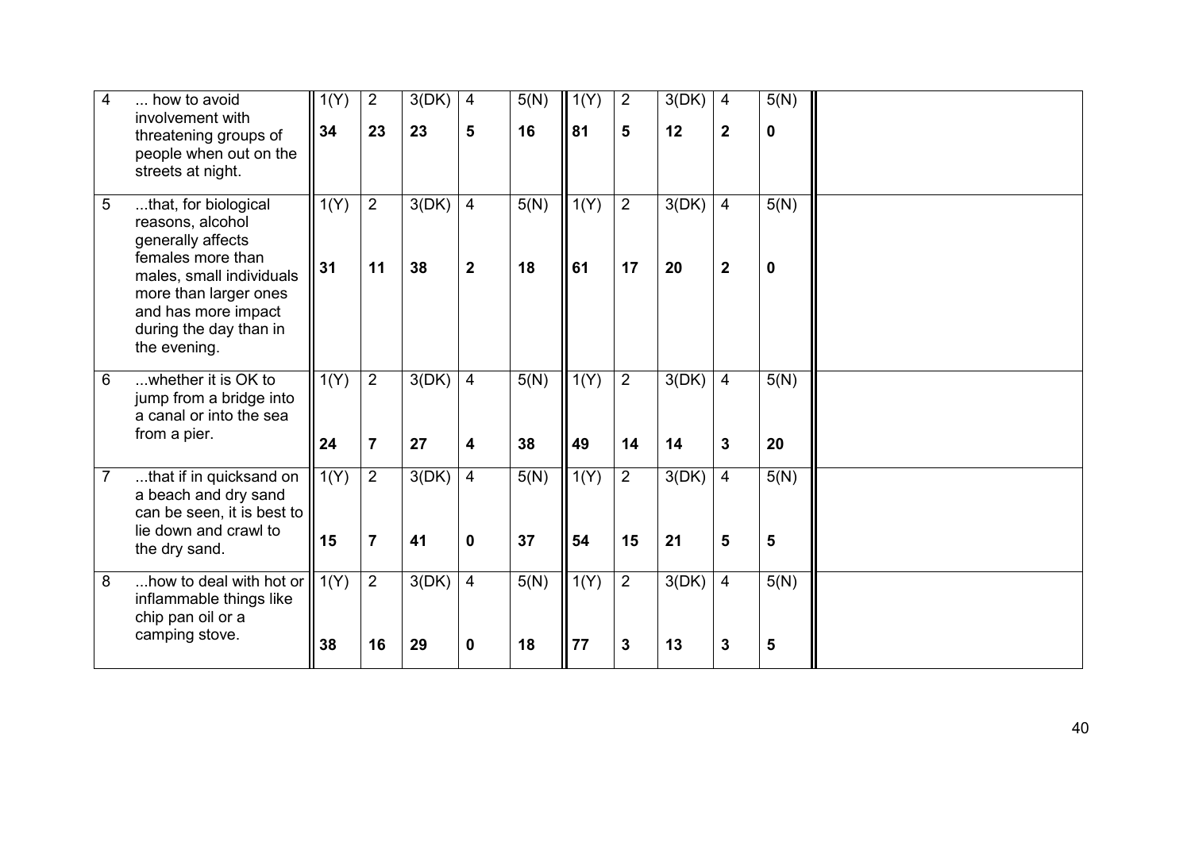| | | | | | | | | | | | | |
|---|---|---|---|---|---|---|---|---|---|---|---|---|
| 4 | ... how to avoid involvement with threatening groups of people when out on the streets at night. | 1(Y)<br>**34** | 2<br>**23** | 3(DK)<br>**23** | 4<br>**5** | 5(N)<br>**16** | 1(Y)<br>**81** | 2<br>**5** | 3(DK)<br>**12** | 4<br>**2** | 5(N)<br>**0** | |
| 5 | ...that, for biological reasons, alcohol generally affects females more than males, small individuals more than larger ones and has more impact during the day than in the evening. | 1(Y)<br>**31** | 2<br>**11** | 3(DK)<br>**38** | 4<br>**2** | 5(N)<br>**18** | 1(Y)<br>**61** | 2<br>**17** | 3(DK)<br>**20** | 4<br>**2** | 5(N)<br>**0** | |
| 6 | ...whether it is OK to jump from a bridge into a canal or into the sea from a pier. | 1(Y)<br>**24** | 2<br>**7** | 3(DK)<br>**27** | 4<br>**4** | 5(N)<br>**38** | 1(Y)<br>**49** | 2<br>**14** | 3(DK)<br>**14** | 4<br>**3** | 5(N)<br>**20** | |
| 7 | ...that if in quicksand on a beach and dry sand can be seen, it is best to lie down and crawl to the dry sand. | 1(Y)<br>**15** | 2<br>**7** | 3(DK)<br>**41** | 4<br>**0** | 5(N)<br>**37** | 1(Y)<br>**54** | 2<br>**15** | 3(DK)<br>**21** | 4<br>**5** | 5(N)<br>**5** | |
| 8 | ...how to deal with hot or inflammable things like chip pan oil or a camping stove. | 1(Y)<br>**38** | 2<br>**16** | 3(DK)<br>**29** | 4<br>**0** | 5(N)<br>**18** | 1(Y)<br>**77** | 2<br>**3** | 3(DK)<br>**13** | 4<br>**3** | 5(N)<br>**5** | |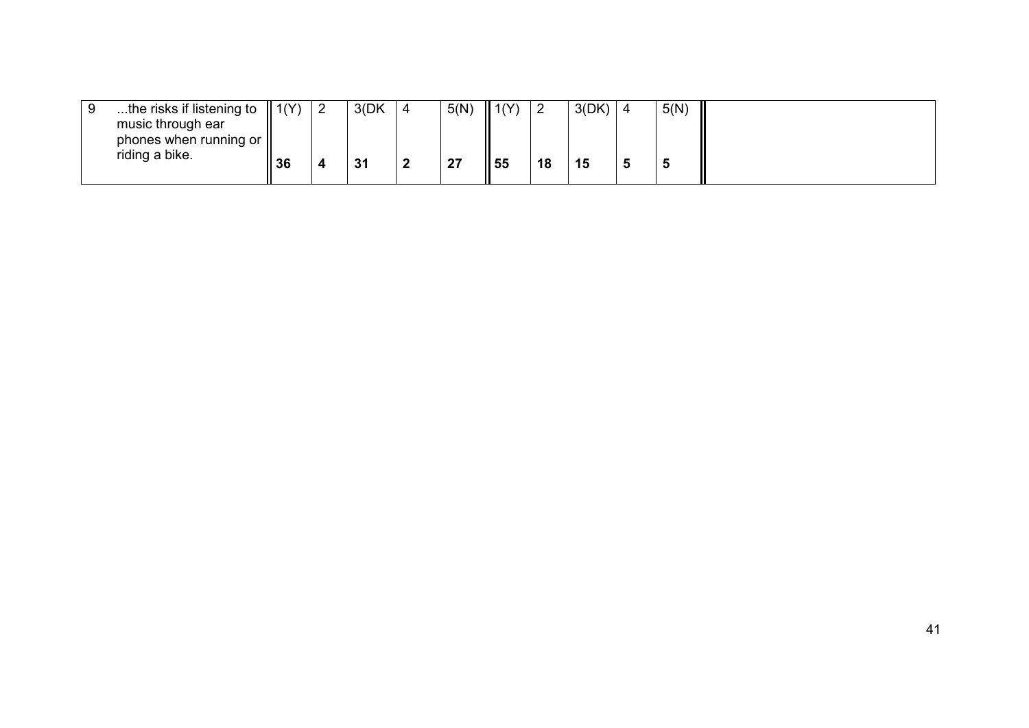| 9 | ...the risks if listening to music through ear phones when running or riding a bike. | 1(Y) | 2 | 3(DK | 4 | 5(N) | 1(Y) | 2 | 3(DK) | 4 | 5(N) | |
|---|---|---|---|---|---|---|---|---|---|---|---|---|
| | | **36** | **4** | **31** | **2** | **27** | **55** | **18** | **15** | **5** | **5** | |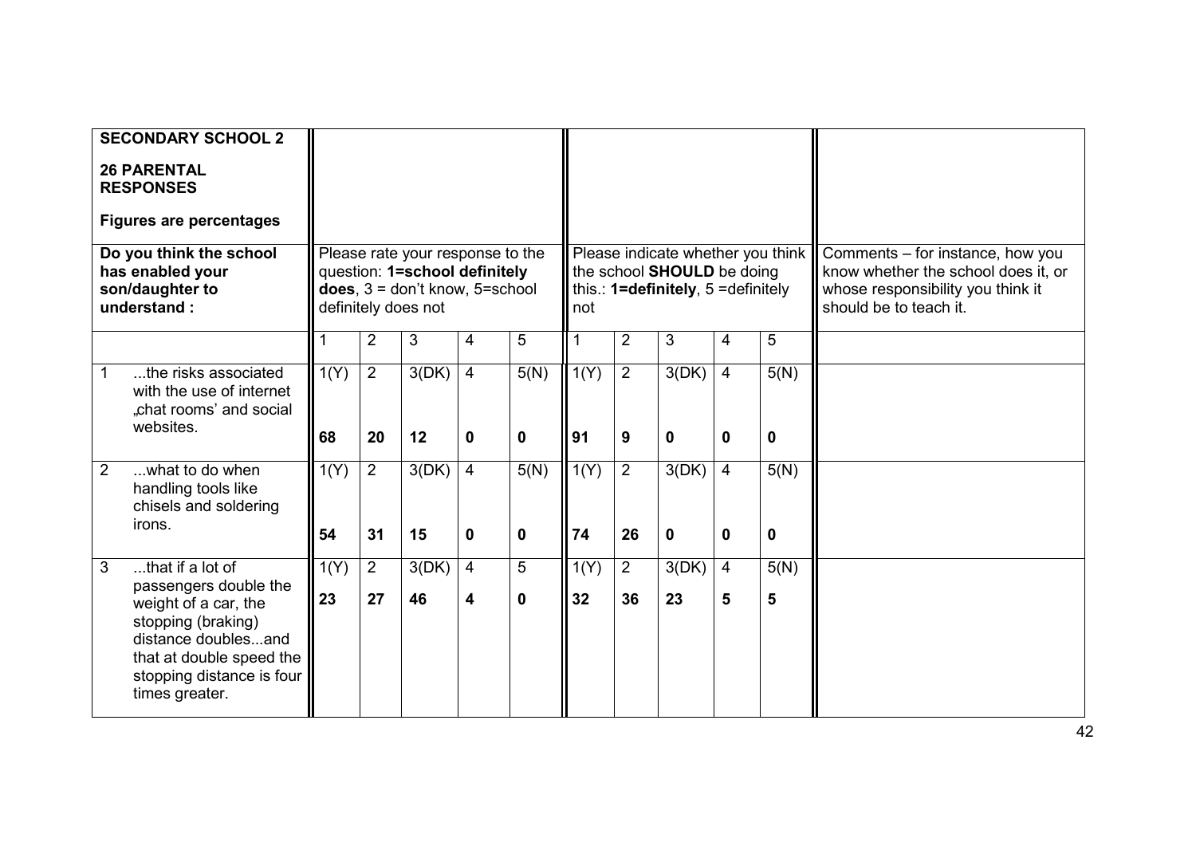| **SECONDARY SCHOOL 2**<br><br>**26 PARENTAL RESPONSES**<br><br>**Figures are percentages** | | | | | | | | | | | |
|---|---|---|---|---|---|---|---|---|---|---|---|
| **Do you think the school has enabled your son/daughter to understand :** | Please rate your response to the question: **1=school definitely does**, 3 = don't know, 5=school definitely does not | | | | | Please indicate whether you think the school **SHOULD** be doing this.: **1=definitely**, 5 =definitely not | | | | | Comments – for instance, how you know whether the school does it, or whose responsibility you think it should be to teach it. |
| | 1 | 2 | 3 | 4 | 5 | 1 | 2 | 3 | 4 | 5 | |
| 1 ...the risks associated with the use of internet „chat rooms' and social websites. | 1(Y)<br>**68** | 2<br>**20** | 3(DK)<br>**12** | 4<br>**0** | 5(N)<br>**0** | 1(Y)<br>**91** | 2<br>**9** | 3(DK)<br>**0** | 4<br>**0** | 5(N)<br>**0** | |
| 2 ...what to do when handling tools like chisels and soldering irons. | 1(Y)<br>**54** | 2<br>**31** | 3(DK)<br>**15** | 4<br>**0** | 5(N)<br>**0** | 1(Y)<br>**74** | 2<br>**26** | 3(DK)<br>**0** | 4<br>**0** | 5(N)<br>**0** | |
| 3 ...that if a lot of passengers double the weight of a car, the stopping (braking) distance doubles...and that at double speed the stopping distance is four times greater. | 1(Y)<br>**23** | 2<br>**27** | 3(DK)<br>**46** | 4<br>**4** | 5<br>**0** | 1(Y)<br>**32** | 2<br>**36** | 3(DK)<br>**23** | 4<br>**5** | 5(N)<br>**5** | |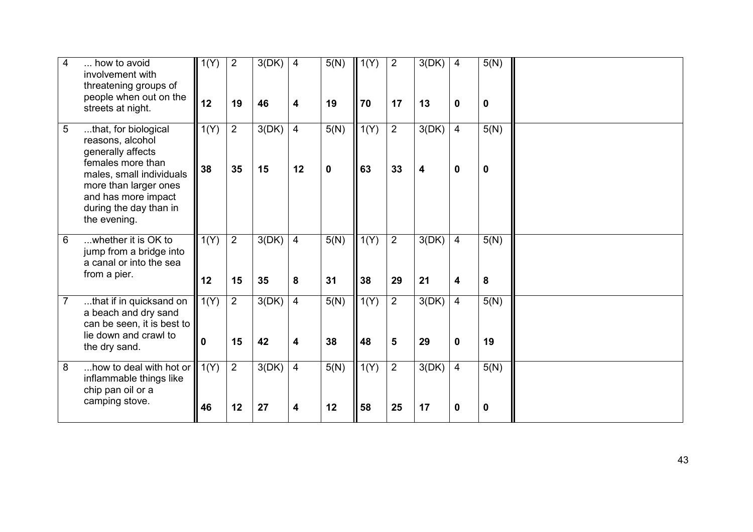| | | | | | | | | | | | | |
|---|---|---|---|---|---|---|---|---|---|---|---|---|
| 4 | ... how to avoid involvement with threatening groups of people when out on the streets at night. | 1(Y)<br>**12** | 2<br>**19** | 3(DK)<br>**46** | 4<br>**4** | 5(N)<br>**19** | 1(Y)<br>**70** | 2<br>**17** | 3(DK)<br>**13** | 4<br>**0** | 5(N)<br>**0** | |
| 5 | ...that, for biological reasons, alcohol generally affects females more than males, small individuals more than larger ones and has more impact during the day than in the evening. | 1(Y)<br>**38** | 2<br>**35** | 3(DK)<br>**15** | 4<br>**12** | 5(N)<br>**0** | 1(Y)<br>**63** | 2<br>**33** | 3(DK)<br>**4** | 4<br>**0** | 5(N)<br>**0** | |
| 6 | ...whether it is OK to jump from a bridge into a canal or into the sea from a pier. | 1(Y)<br>**12** | 2<br>**15** | 3(DK)<br>**35** | 4<br>**8** | 5(N)<br>**31** | 1(Y)<br>**38** | 2<br>**29** | 3(DK)<br>**21** | 4<br>**4** | 5(N)<br>**8** | |
| 7 | ...that if in quicksand on a beach and dry sand can be seen, it is best to lie down and crawl to the dry sand. | 1(Y)<br>**0** | 2<br>**15** | 3(DK)<br>**42** | 4<br>**4** | 5(N)<br>**38** | 1(Y)<br>**48** | 2<br>**5** | 3(DK)<br>**29** | 4<br>**0** | 5(N)<br>**19** | |
| 8 | ...how to deal with hot or inflammable things like chip pan oil or a camping stove. | 1(Y)<br>**46** | 2<br>**12** | 3(DK)<br>**27** | 4<br>**4** | 5(N)<br>**12** | 1(Y)<br>**58** | 2<br>**25** | 3(DK)<br>**17** | 4<br>**0** | 5(N)<br>**0** | |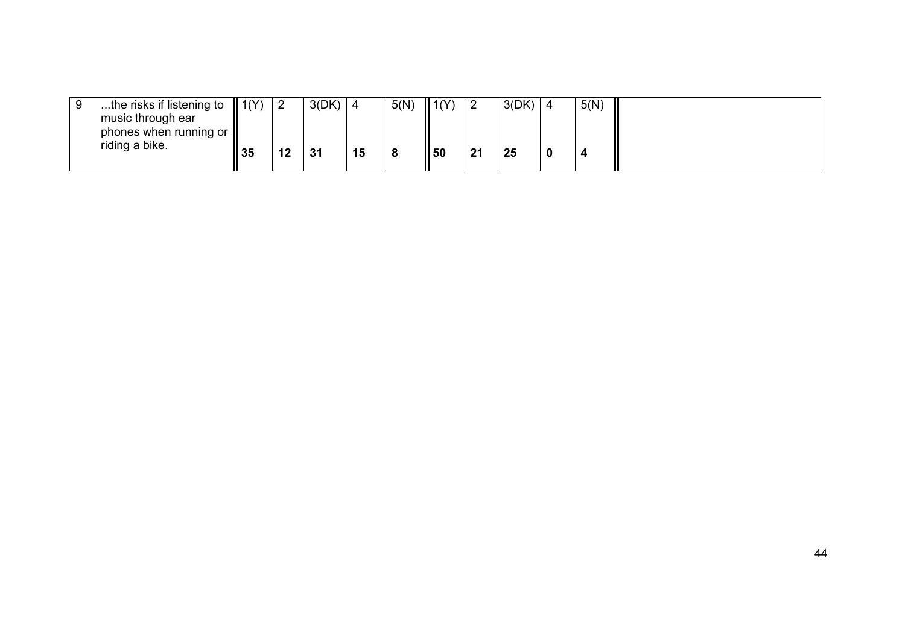| | | | | | | | | | | | | |
|---|---|---|---|---|---|---|---|---|---|---|---|---|
| 9 | ...the risks if listening to music through ear phones when running or riding a bike. | 1(Y)<br>**35** | 2<br>**12** | 3(DK)<br>**31** | 4<br>**15** | 5(N)<br>**8** | 1(Y)<br>**50** | 2<br>**21** | 3(DK)<br>**25** | 4<br>**0** | 5(N)<br>**4** | |